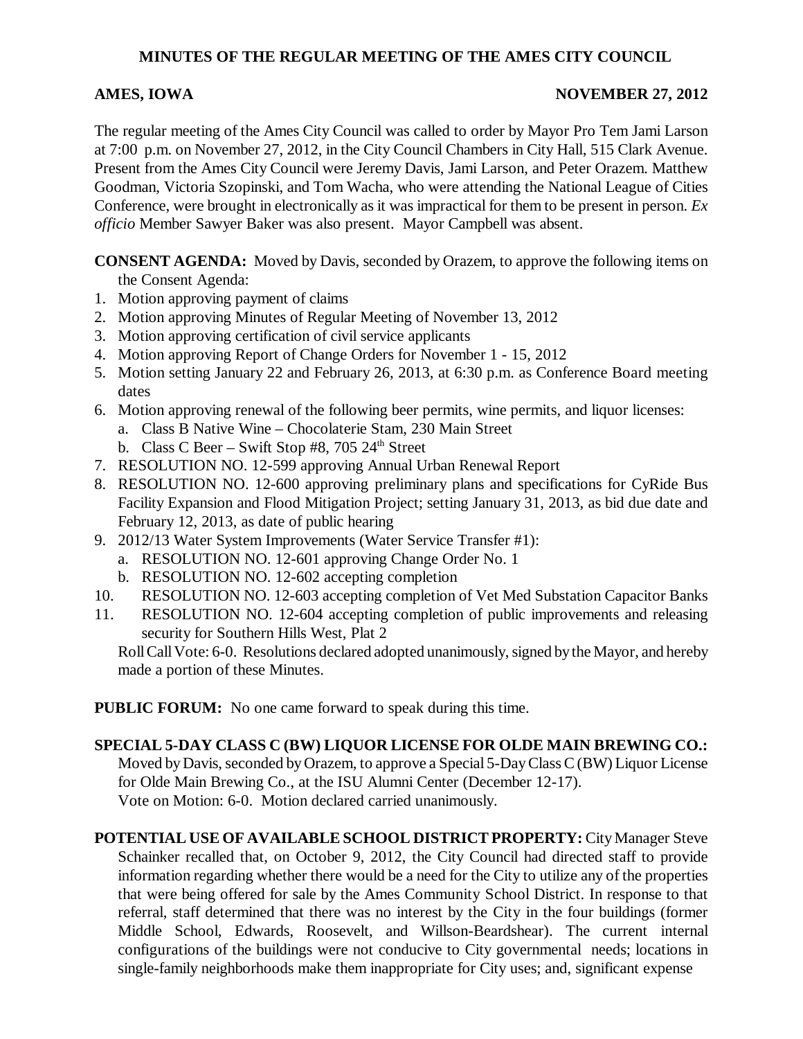# MINUTES OF THE REGULAR MEETING OF THE AMES CITY COUNCIL

**AMES, IOWA** **NOVEMBER 27, 2012**

The regular meeting of the Ames City Council was called to order by Mayor Pro Tem Jami Larson at 7:00 p.m. on November 27, 2012, in the City Council Chambers in City Hall, 515 Clark Avenue. Present from the Ames City Council were Jeremy Davis, Jami Larson, and Peter Orazem. Matthew Goodman, Victoria Szopinski, and Tom Wacha, who were attending the National League of Cities Conference, were brought in electronically as it was impractical for them to be present in person. *Ex officio* Member Sawyer Baker was also present. Mayor Campbell was absent.

**CONSENT AGENDA:** Moved by Davis, seconded by Orazem, to approve the following items on the Consent Agenda:

1. Motion approving payment of claims
2. Motion approving Minutes of Regular Meeting of November 13, 2012
3. Motion approving certification of civil service applicants
4. Motion approving Report of Change Orders for November 1 - 15, 2012
5. Motion setting January 22 and February 26, 2013, at 6:30 p.m. as Conference Board meeting dates
6. Motion approving renewal of the following beer permits, wine permits, and liquor licenses:
   a. Class B Native Wine – Chocolaterie Stam, 230 Main Street
   b. Class C Beer – Swift Stop #8, 705 24th Street
7. RESOLUTION NO. 12-599 approving Annual Urban Renewal Report
8. RESOLUTION NO. 12-600 approving preliminary plans and specifications for CyRide Bus Facility Expansion and Flood Mitigation Project; setting January 31, 2013, as bid due date and February 12, 2013, as date of public hearing
9. 2012/13 Water System Improvements (Water Service Transfer #1):
   a. RESOLUTION NO. 12-601 approving Change Order No. 1
   b. RESOLUTION NO. 12-602 accepting completion
10. RESOLUTION NO. 12-603 accepting completion of Vet Med Substation Capacitor Banks
11. RESOLUTION NO. 12-604 accepting completion of public improvements and releasing security for Southern Hills West, Plat 2

Roll Call Vote: 6-0. Resolutions declared adopted unanimously, signed by the Mayor, and hereby made a portion of these Minutes.

**PUBLIC FORUM:** No one came forward to speak during this time.

**SPECIAL 5-DAY CLASS C (BW) LIQUOR LICENSE FOR OLDE MAIN BREWING CO.:** Moved by Davis, seconded by Orazem, to approve a Special 5-Day Class C (BW) Liquor License for Olde Main Brewing Co., at the ISU Alumni Center (December 12-17).
Vote on Motion: 6-0. Motion declared carried unanimously.

**POTENTIAL USE OF AVAILABLE SCHOOL DISTRICT PROPERTY:** City Manager Steve Schainker recalled that, on October 9, 2012, the City Council had directed staff to provide information regarding whether there would be a need for the City to utilize any of the properties that were being offered for sale by the Ames Community School District. In response to that referral, staff determined that there was no interest by the City in the four buildings (former Middle School, Edwards, Roosevelt, and Willson-Beardshear). The current internal configurations of the buildings were not conducive to City governmental needs; locations in single-family neighborhoods make them inappropriate for City uses; and, significant expense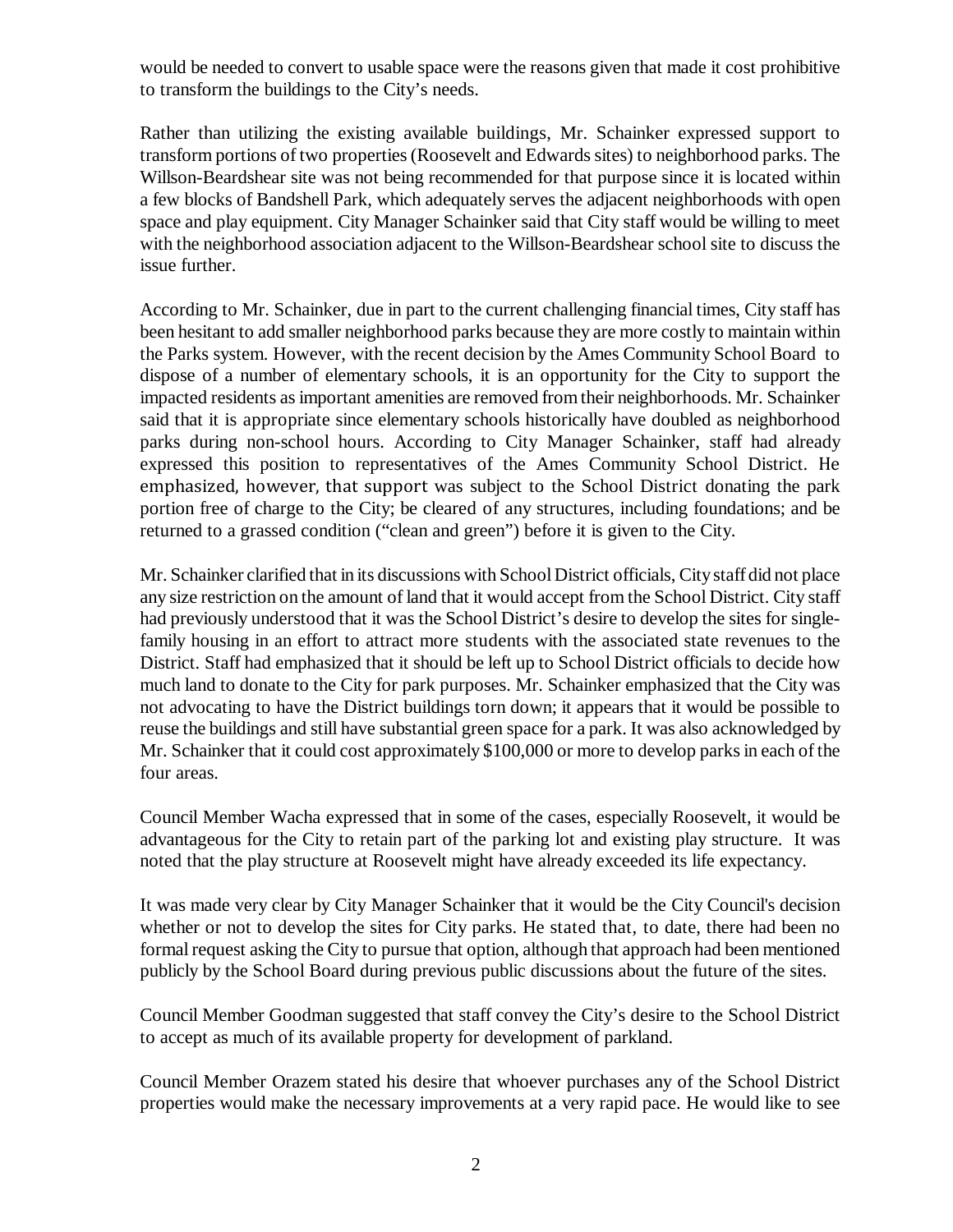would be needed to convert to usable space were the reasons given that made it cost prohibitive to transform the buildings to the City's needs.

Rather than utilizing the existing available buildings, Mr. Schainker expressed support to transform portions of two properties (Roosevelt and Edwards sites) to neighborhood parks. The Willson-Beardshear site was not being recommended for that purpose since it is located within a few blocks of Bandshell Park, which adequately serves the adjacent neighborhoods with open space and play equipment. City Manager Schainker said that City staff would be willing to meet with the neighborhood association adjacent to the Willson-Beardshear school site to discuss the issue further.

According to Mr. Schainker, due in part to the current challenging financial times, City staff has been hesitant to add smaller neighborhood parks because they are more costly to maintain within the Parks system. However, with the recent decision by the Ames Community School Board to dispose of a number of elementary schools, it is an opportunity for the City to support the impacted residents as important amenities are removed from their neighborhoods. Mr. Schainker said that it is appropriate since elementary schools historically have doubled as neighborhood parks during non-school hours. According to City Manager Schainker, staff had already expressed this position to representatives of the Ames Community School District. He emphasized, however, that support was subject to the School District donating the park portion free of charge to the City; be cleared of any structures, including foundations; and be returned to a grassed condition ("clean and green") before it is given to the City.

Mr. Schainker clarified that in its discussions with School District officials, City staff did not place any size restriction on the amount of land that it would accept from the School District. City staff had previously understood that it was the School District's desire to develop the sites for single-family housing in an effort to attract more students with the associated state revenues to the District. Staff had emphasized that it should be left up to School District officials to decide how much land to donate to the City for park purposes. Mr. Schainker emphasized that the City was not advocating to have the District buildings torn down; it appears that it would be possible to reuse the buildings and still have substantial green space for a park. It was also acknowledged by Mr. Schainker that it could cost approximately $100,000 or more to develop parks in each of the four areas.

Council Member Wacha expressed that in some of the cases, especially Roosevelt, it would be advantageous for the City to retain part of the parking lot and existing play structure. It was noted that the play structure at Roosevelt might have already exceeded its life expectancy.

It was made very clear by City Manager Schainker that it would be the City Council's decision whether or not to develop the sites for City parks. He stated that, to date, there had been no formal request asking the City to pursue that option, although that approach had been mentioned publicly by the School Board during previous public discussions about the future of the sites.

Council Member Goodman suggested that staff convey the City's desire to the School District to accept as much of its available property for development of parkland.

Council Member Orazem stated his desire that whoever purchases any of the School District properties would make the necessary improvements at a very rapid pace. He would like to see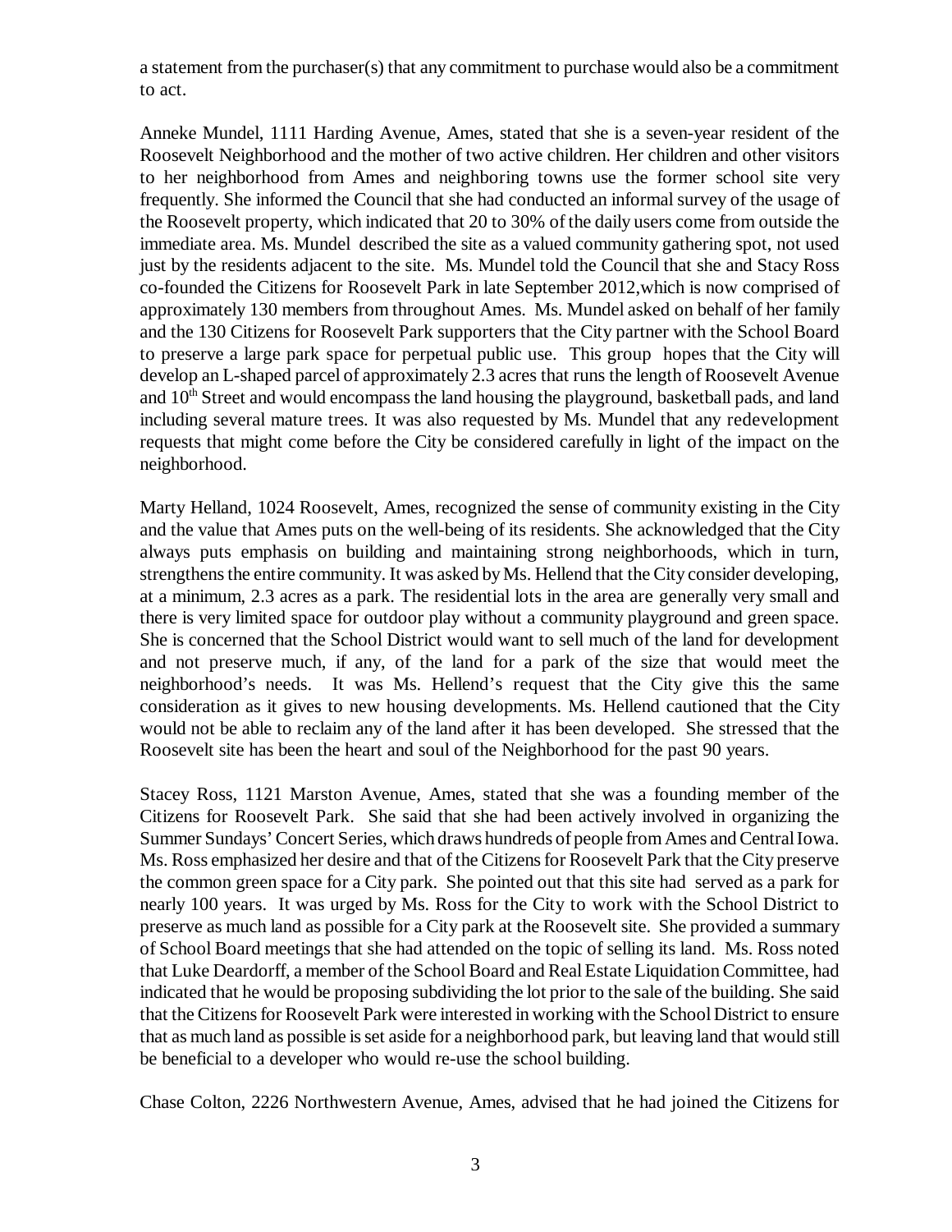a statement from the purchaser(s) that any commitment to purchase would also be a commitment to act.

Anneke Mundel, 1111 Harding Avenue, Ames, stated that she is a seven-year resident of the Roosevelt Neighborhood and the mother of two active children. Her children and other visitors to her neighborhood from Ames and neighboring towns use the former school site very frequently. She informed the Council that she had conducted an informal survey of the usage of the Roosevelt property, which indicated that 20 to 30% of the daily users come from outside the immediate area. Ms. Mundel described the site as a valued community gathering spot, not used just by the residents adjacent to the site. Ms. Mundel told the Council that she and Stacy Ross co-founded the Citizens for Roosevelt Park in late September 2012,which is now comprised of approximately 130 members from throughout Ames. Ms. Mundel asked on behalf of her family and the 130 Citizens for Roosevelt Park supporters that the City partner with the School Board to preserve a large park space for perpetual public use. This group hopes that the City will develop an L-shaped parcel of approximately 2.3 acres that runs the length of Roosevelt Avenue and 10th Street and would encompass the land housing the playground, basketball pads, and land including several mature trees. It was also requested by Ms. Mundel that any redevelopment requests that might come before the City be considered carefully in light of the impact on the neighborhood.

Marty Helland, 1024 Roosevelt, Ames, recognized the sense of community existing in the City and the value that Ames puts on the well-being of its residents. She acknowledged that the City always puts emphasis on building and maintaining strong neighborhoods, which in turn, strengthens the entire community. It was asked by Ms. Hellend that the City consider developing, at a minimum, 2.3 acres as a park. The residential lots in the area are generally very small and there is very limited space for outdoor play without a community playground and green space. She is concerned that the School District would want to sell much of the land for development and not preserve much, if any, of the land for a park of the size that would meet the neighborhood's needs. It was Ms. Hellend's request that the City give this the same consideration as it gives to new housing developments. Ms. Hellend cautioned that the City would not be able to reclaim any of the land after it has been developed. She stressed that the Roosevelt site has been the heart and soul of the Neighborhood for the past 90 years.

Stacey Ross, 1121 Marston Avenue, Ames, stated that she was a founding member of the Citizens for Roosevelt Park. She said that she had been actively involved in organizing the Summer Sundays' Concert Series, which draws hundreds of people from Ames and Central Iowa. Ms. Ross emphasized her desire and that of the Citizens for Roosevelt Park that the City preserve the common green space for a City park. She pointed out that this site had served as a park for nearly 100 years. It was urged by Ms. Ross for the City to work with the School District to preserve as much land as possible for a City park at the Roosevelt site. She provided a summary of School Board meetings that she had attended on the topic of selling its land. Ms. Ross noted that Luke Deardorff, a member of the School Board and Real Estate Liquidation Committee, had indicated that he would be proposing subdividing the lot prior to the sale of the building. She said that the Citizens for Roosevelt Park were interested in working with the School District to ensure that as much land as possible is set aside for a neighborhood park, but leaving land that would still be beneficial to a developer who would re-use the school building.

Chase Colton, 2226 Northwestern Avenue, Ames, advised that he had joined the Citizens for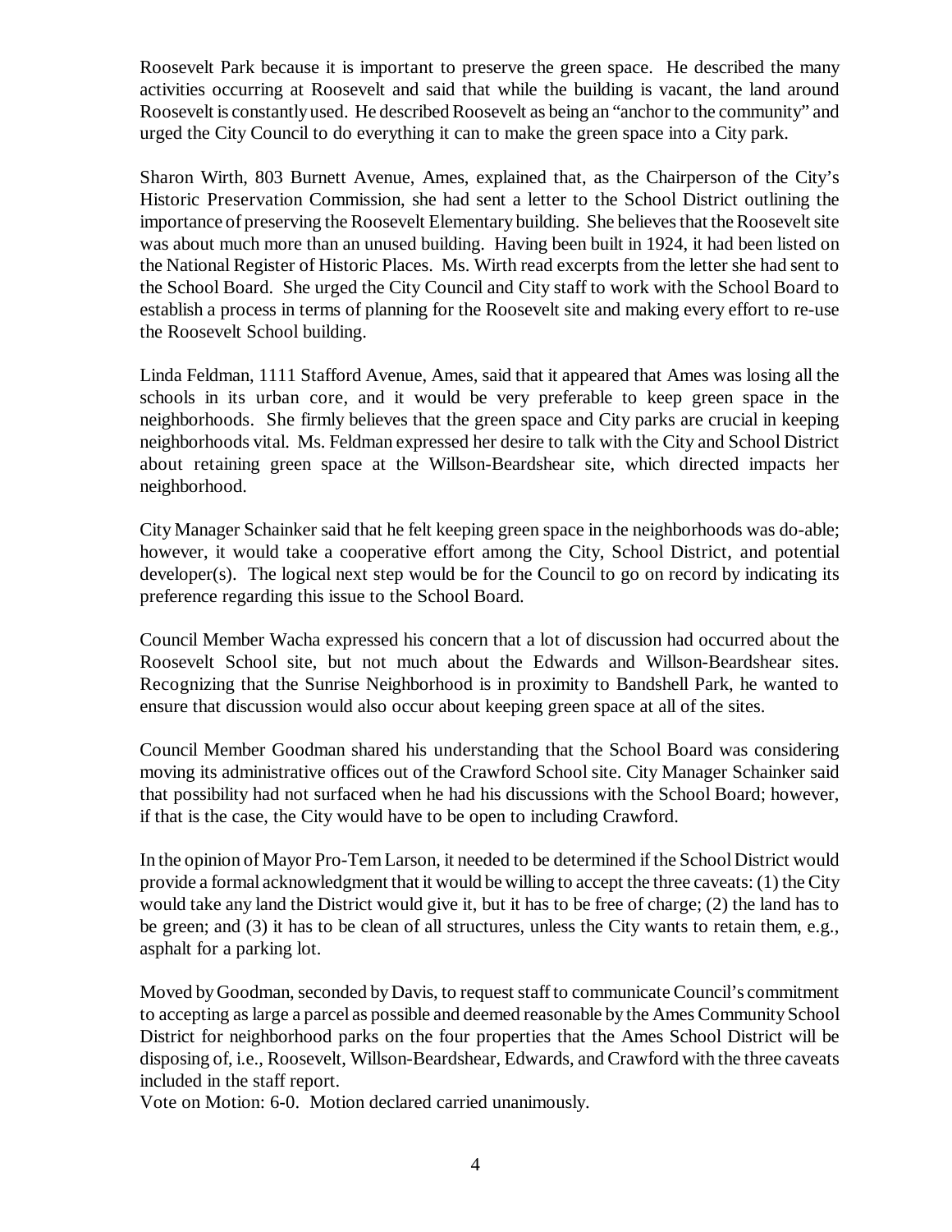Roosevelt Park because it is important to preserve the green space. He described the many activities occurring at Roosevelt and said that while the building is vacant, the land around Roosevelt is constantly used. He described Roosevelt as being an "anchor to the community" and urged the City Council to do everything it can to make the green space into a City park.

Sharon Wirth, 803 Burnett Avenue, Ames, explained that, as the Chairperson of the City's Historic Preservation Commission, she had sent a letter to the School District outlining the importance of preserving the Roosevelt Elementary building. She believes that the Roosevelt site was about much more than an unused building. Having been built in 1924, it had been listed on the National Register of Historic Places. Ms. Wirth read excerpts from the letter she had sent to the School Board. She urged the City Council and City staff to work with the School Board to establish a process in terms of planning for the Roosevelt site and making every effort to re-use the Roosevelt School building.

Linda Feldman, 1111 Stafford Avenue, Ames, said that it appeared that Ames was losing all the schools in its urban core, and it would be very preferable to keep green space in the neighborhoods. She firmly believes that the green space and City parks are crucial in keeping neighborhoods vital. Ms. Feldman expressed her desire to talk with the City and School District about retaining green space at the Willson-Beardshear site, which directed impacts her neighborhood.

City Manager Schainker said that he felt keeping green space in the neighborhoods was do-able; however, it would take a cooperative effort among the City, School District, and potential developer(s). The logical next step would be for the Council to go on record by indicating its preference regarding this issue to the School Board.

Council Member Wacha expressed his concern that a lot of discussion had occurred about the Roosevelt School site, but not much about the Edwards and Willson-Beardshear sites. Recognizing that the Sunrise Neighborhood is in proximity to Bandshell Park, he wanted to ensure that discussion would also occur about keeping green space at all of the sites.

Council Member Goodman shared his understanding that the School Board was considering moving its administrative offices out of the Crawford School site. City Manager Schainker said that possibility had not surfaced when he had his discussions with the School Board; however, if that is the case, the City would have to be open to including Crawford.

In the opinion of Mayor Pro-Tem Larson, it needed to be determined if the School District would provide a formal acknowledgment that it would be willing to accept the three caveats: (1) the City would take any land the District would give it, but it has to be free of charge; (2) the land has to be green; and (3) it has to be clean of all structures, unless the City wants to retain them, e.g., asphalt for a parking lot.

Moved by Goodman, seconded by Davis, to request staff to communicate Council's commitment to accepting as large a parcel as possible and deemed reasonable by the Ames Community School District for neighborhood parks on the four properties that the Ames School District will be disposing of, i.e., Roosevelt, Willson-Beardshear, Edwards, and Crawford with the three caveats included in the staff report.
Vote on Motion: 6-0. Motion declared carried unanimously.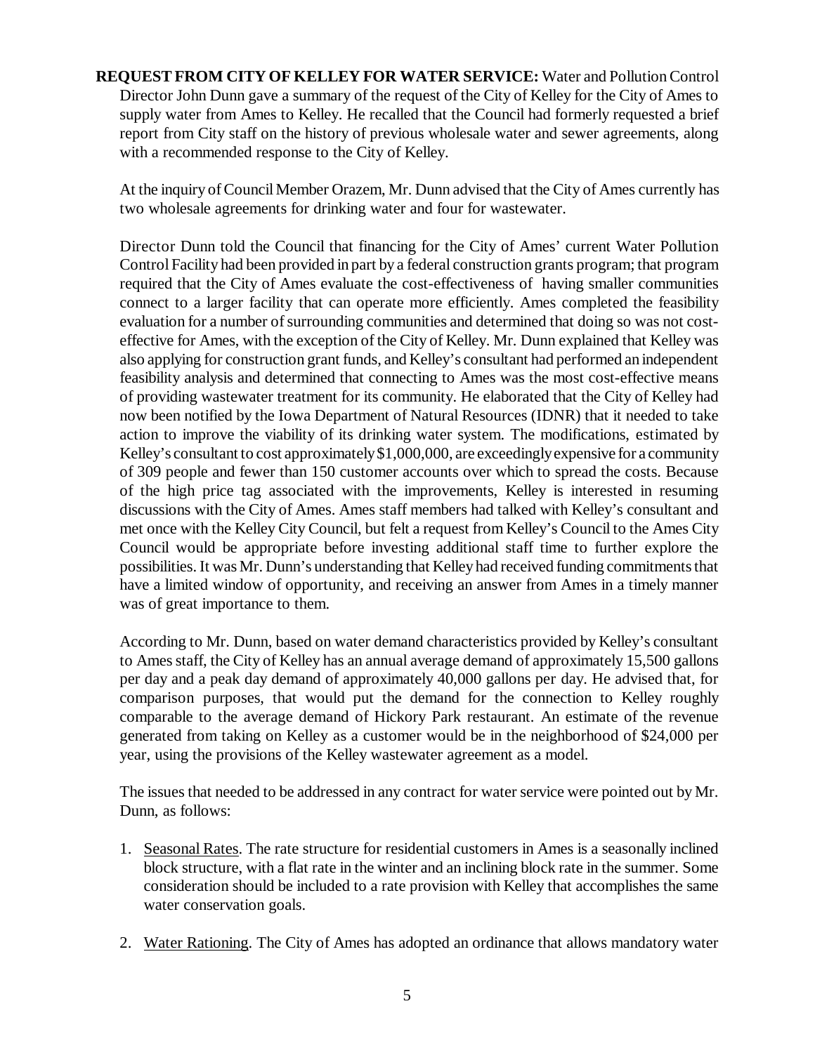**REQUEST FROM CITY OF KELLEY FOR WATER SERVICE:** Water and Pollution Control Director John Dunn gave a summary of the request of the City of Kelley for the City of Ames to supply water from Ames to Kelley. He recalled that the Council had formerly requested a brief report from City staff on the history of previous wholesale water and sewer agreements, along with a recommended response to the City of Kelley.

At the inquiry of Council Member Orazem, Mr. Dunn advised that the City of Ames currently has two wholesale agreements for drinking water and four for wastewater.

Director Dunn told the Council that financing for the City of Ames' current Water Pollution Control Facility had been provided in part by a federal construction grants program; that program required that the City of Ames evaluate the cost-effectiveness of having smaller communities connect to a larger facility that can operate more efficiently. Ames completed the feasibility evaluation for a number of surrounding communities and determined that doing so was not cost-effective for Ames, with the exception of the City of Kelley. Mr. Dunn explained that Kelley was also applying for construction grant funds, and Kelley's consultant had performed an independent feasibility analysis and determined that connecting to Ames was the most cost-effective means of providing wastewater treatment for its community. He elaborated that the City of Kelley had now been notified by the Iowa Department of Natural Resources (IDNR) that it needed to take action to improve the viability of its drinking water system. The modifications, estimated by Kelley's consultant to cost approximately $1,000,000, are exceedingly expensive for a community of 309 people and fewer than 150 customer accounts over which to spread the costs. Because of the high price tag associated with the improvements, Kelley is interested in resuming discussions with the City of Ames. Ames staff members had talked with Kelley's consultant and met once with the Kelley City Council, but felt a request from Kelley's Council to the Ames City Council would be appropriate before investing additional staff time to further explore the possibilities. It was Mr. Dunn's understanding that Kelley had received funding commitments that have a limited window of opportunity, and receiving an answer from Ames in a timely manner was of great importance to them.

According to Mr. Dunn, based on water demand characteristics provided by Kelley's consultant to Ames staff, the City of Kelley has an annual average demand of approximately 15,500 gallons per day and a peak day demand of approximately 40,000 gallons per day. He advised that, for comparison purposes, that would put the demand for the connection to Kelley roughly comparable to the average demand of Hickory Park restaurant. An estimate of the revenue generated from taking on Kelley as a customer would be in the neighborhood of $24,000 per year, using the provisions of the Kelley wastewater agreement as a model.

The issues that needed to be addressed in any contract for water service were pointed out by Mr. Dunn, as follows:

1. Seasonal Rates. The rate structure for residential customers in Ames is a seasonally inclined block structure, with a flat rate in the winter and an inclining block rate in the summer. Some consideration should be included to a rate provision with Kelley that accomplishes the same water conservation goals.

2. Water Rationing. The City of Ames has adopted an ordinance that allows mandatory water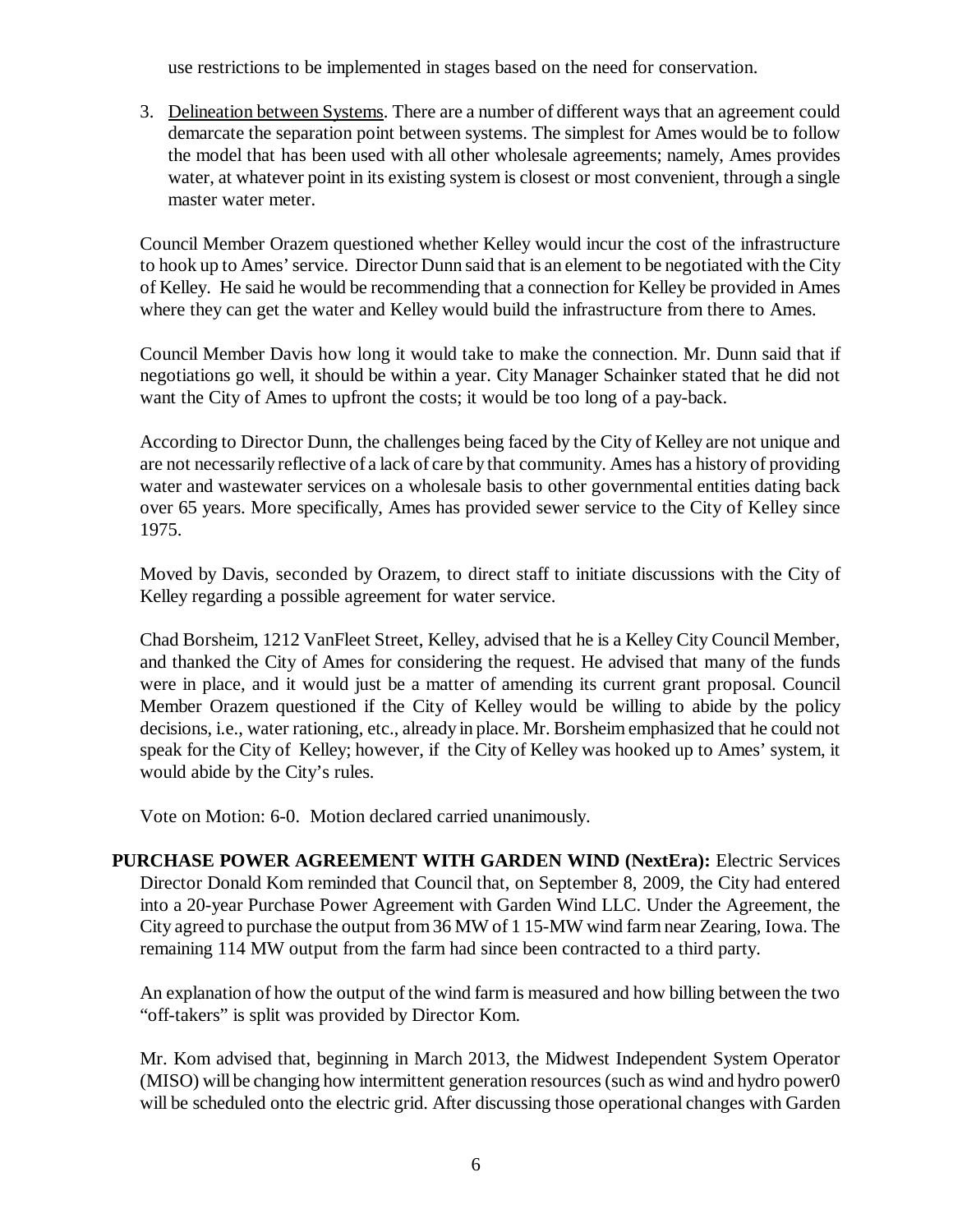use restrictions to be implemented in stages based on the need for conservation.

3. Delineation between Systems. There are a number of different ways that an agreement could demarcate the separation point between systems. The simplest for Ames would be to follow the model that has been used with all other wholesale agreements; namely, Ames provides water, at whatever point in its existing system is closest or most convenient, through a single master water meter.

Council Member Orazem questioned whether Kelley would incur the cost of the infrastructure to hook up to Ames' service. Director Dunn said that is an element to be negotiated with the City of Kelley. He said he would be recommending that a connection for Kelley be provided in Ames where they can get the water and Kelley would build the infrastructure from there to Ames.

Council Member Davis how long it would take to make the connection. Mr. Dunn said that if negotiations go well, it should be within a year. City Manager Schainker stated that he did not want the City of Ames to upfront the costs; it would be too long of a pay-back.

According to Director Dunn, the challenges being faced by the City of Kelley are not unique and are not necessarily reflective of a lack of care by that community. Ames has a history of providing water and wastewater services on a wholesale basis to other governmental entities dating back over 65 years. More specifically, Ames has provided sewer service to the City of Kelley since 1975.

Moved by Davis, seconded by Orazem, to direct staff to initiate discussions with the City of Kelley regarding a possible agreement for water service.

Chad Borsheim, 1212 VanFleet Street, Kelley, advised that he is a Kelley City Council Member, and thanked the City of Ames for considering the request. He advised that many of the funds were in place, and it would just be a matter of amending its current grant proposal. Council Member Orazem questioned if the City of Kelley would be willing to abide by the policy decisions, i.e., water rationing, etc., already in place. Mr. Borsheim emphasized that he could not speak for the City of Kelley; however, if the City of Kelley was hooked up to Ames' system, it would abide by the City's rules.

Vote on Motion: 6-0. Motion declared carried unanimously.

**PURCHASE POWER AGREEMENT WITH GARDEN WIND (NextEra):** Electric Services Director Donald Kom reminded that Council that, on September 8, 2009, the City had entered into a 20-year Purchase Power Agreement with Garden Wind LLC. Under the Agreement, the City agreed to purchase the output from 36 MW of 1 15-MW wind farm near Zearing, Iowa. The remaining 114 MW output from the farm had since been contracted to a third party.

An explanation of how the output of the wind farm is measured and how billing between the two "off-takers" is split was provided by Director Kom.

Mr. Kom advised that, beginning in March 2013, the Midwest Independent System Operator (MISO) will be changing how intermittent generation resources (such as wind and hydro power0 will be scheduled onto the electric grid. After discussing those operational changes with Garden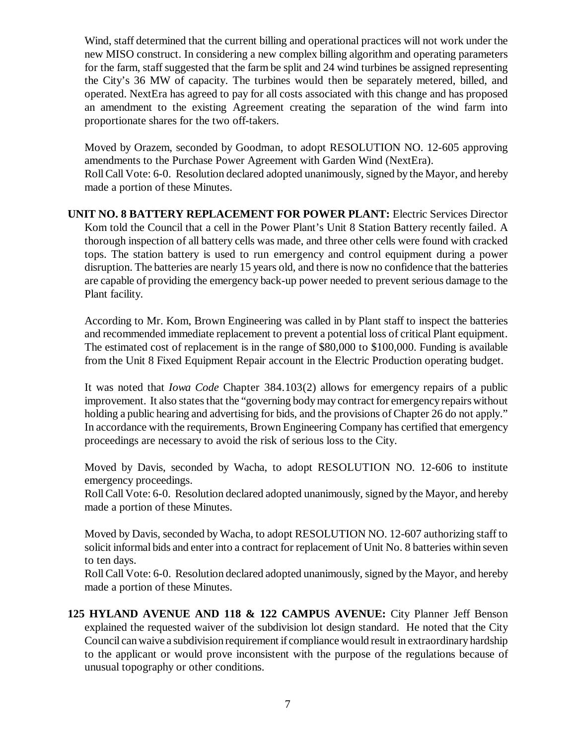Wind, staff determined that the current billing and operational practices will not work under the new MISO construct. In considering a new complex billing algorithm and operating parameters for the farm, staff suggested that the farm be split and 24 wind turbines be assigned representing the City's 36 MW of capacity. The turbines would then be separately metered, billed, and operated. NextEra has agreed to pay for all costs associated with this change and has proposed an amendment to the existing Agreement creating the separation of the wind farm into proportionate shares for the two off-takers.

Moved by Orazem, seconded by Goodman, to adopt RESOLUTION NO. 12-605 approving amendments to the Purchase Power Agreement with Garden Wind (NextEra).
Roll Call Vote: 6-0. Resolution declared adopted unanimously, signed by the Mayor, and hereby made a portion of these Minutes.

**UNIT NO. 8 BATTERY REPLACEMENT FOR POWER PLANT:** Electric Services Director Kom told the Council that a cell in the Power Plant's Unit 8 Station Battery recently failed. A thorough inspection of all battery cells was made, and three other cells were found with cracked tops. The station battery is used to run emergency and control equipment during a power disruption. The batteries are nearly 15 years old, and there is now no confidence that the batteries are capable of providing the emergency back-up power needed to prevent serious damage to the Plant facility.

According to Mr. Kom, Brown Engineering was called in by Plant staff to inspect the batteries and recommended immediate replacement to prevent a potential loss of critical Plant equipment. The estimated cost of replacement is in the range of $80,000 to $100,000. Funding is available from the Unit 8 Fixed Equipment Repair account in the Electric Production operating budget.

It was noted that *Iowa Code* Chapter 384.103(2) allows for emergency repairs of a public improvement. It also states that the "governing body may contract for emergency repairs without holding a public hearing and advertising for bids, and the provisions of Chapter 26 do not apply." In accordance with the requirements, Brown Engineering Company has certified that emergency proceedings are necessary to avoid the risk of serious loss to the City.

Moved by Davis, seconded by Wacha, to adopt RESOLUTION NO. 12-606 to institute emergency proceedings.
Roll Call Vote: 6-0. Resolution declared adopted unanimously, signed by the Mayor, and hereby made a portion of these Minutes.

Moved by Davis, seconded by Wacha, to adopt RESOLUTION NO. 12-607 authorizing staff to solicit informal bids and enter into a contract for replacement of Unit No. 8 batteries within seven to ten days.
Roll Call Vote: 6-0. Resolution declared adopted unanimously, signed by the Mayor, and hereby made a portion of these Minutes.

**125 HYLAND AVENUE AND 118 & 122 CAMPUS AVENUE:** City Planner Jeff Benson explained the requested waiver of the subdivision lot design standard. He noted that the City Council can waive a subdivision requirement if compliance would result in extraordinary hardship to the applicant or would prove inconsistent with the purpose of the regulations because of unusual topography or other conditions.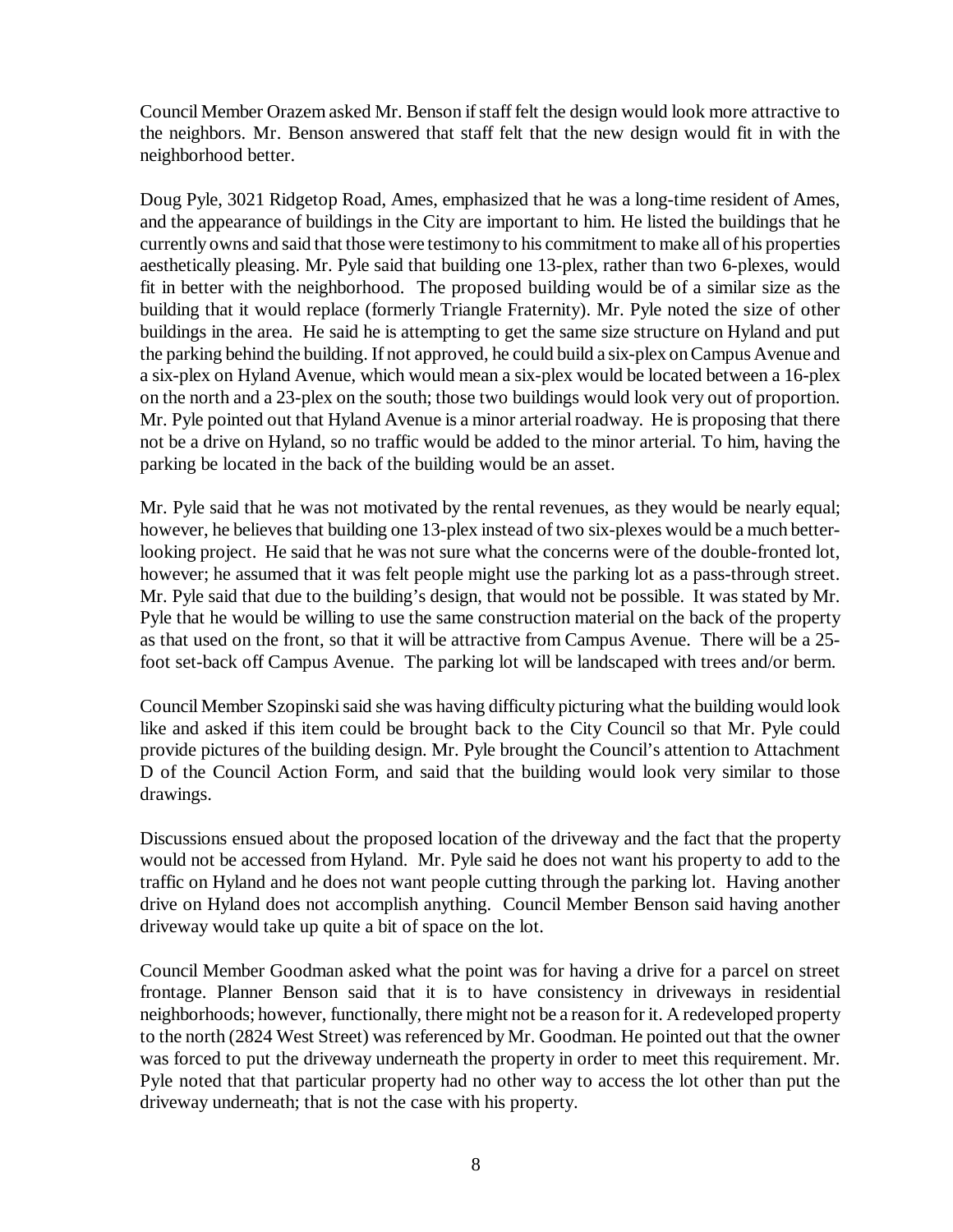Council Member Orazem asked Mr. Benson if staff felt the design would look more attractive to the neighbors. Mr. Benson answered that staff felt that the new design would fit in with the neighborhood better.

Doug Pyle, 3021 Ridgetop Road, Ames, emphasized that he was a long-time resident of Ames, and the appearance of buildings in the City are important to him. He listed the buildings that he currently owns and said that those were testimony to his commitment to make all of his properties aesthetically pleasing. Mr. Pyle said that building one 13-plex, rather than two 6-plexes, would fit in better with the neighborhood. The proposed building would be of a similar size as the building that it would replace (formerly Triangle Fraternity). Mr. Pyle noted the size of other buildings in the area. He said he is attempting to get the same size structure on Hyland and put the parking behind the building. If not approved, he could build a six-plex on Campus Avenue and a six-plex on Hyland Avenue, which would mean a six-plex would be located between a 16-plex on the north and a 23-plex on the south; those two buildings would look very out of proportion. Mr. Pyle pointed out that Hyland Avenue is a minor arterial roadway. He is proposing that there not be a drive on Hyland, so no traffic would be added to the minor arterial. To him, having the parking be located in the back of the building would be an asset.

Mr. Pyle said that he was not motivated by the rental revenues, as they would be nearly equal; however, he believes that building one 13-plex instead of two six-plexes would be a much better-looking project. He said that he was not sure what the concerns were of the double-fronted lot, however; he assumed that it was felt people might use the parking lot as a pass-through street. Mr. Pyle said that due to the building's design, that would not be possible. It was stated by Mr. Pyle that he would be willing to use the same construction material on the back of the property as that used on the front, so that it will be attractive from Campus Avenue. There will be a 25-foot set-back off Campus Avenue. The parking lot will be landscaped with trees and/or berm.

Council Member Szopinski said she was having difficulty picturing what the building would look like and asked if this item could be brought back to the City Council so that Mr. Pyle could provide pictures of the building design. Mr. Pyle brought the Council's attention to Attachment D of the Council Action Form, and said that the building would look very similar to those drawings.

Discussions ensued about the proposed location of the driveway and the fact that the property would not be accessed from Hyland. Mr. Pyle said he does not want his property to add to the traffic on Hyland and he does not want people cutting through the parking lot. Having another drive on Hyland does not accomplish anything. Council Member Benson said having another driveway would take up quite a bit of space on the lot.

Council Member Goodman asked what the point was for having a drive for a parcel on street frontage. Planner Benson said that it is to have consistency in driveways in residential neighborhoods; however, functionally, there might not be a reason for it. A redeveloped property to the north (2824 West Street) was referenced by Mr. Goodman. He pointed out that the owner was forced to put the driveway underneath the property in order to meet this requirement. Mr. Pyle noted that that particular property had no other way to access the lot other than put the driveway underneath; that is not the case with his property.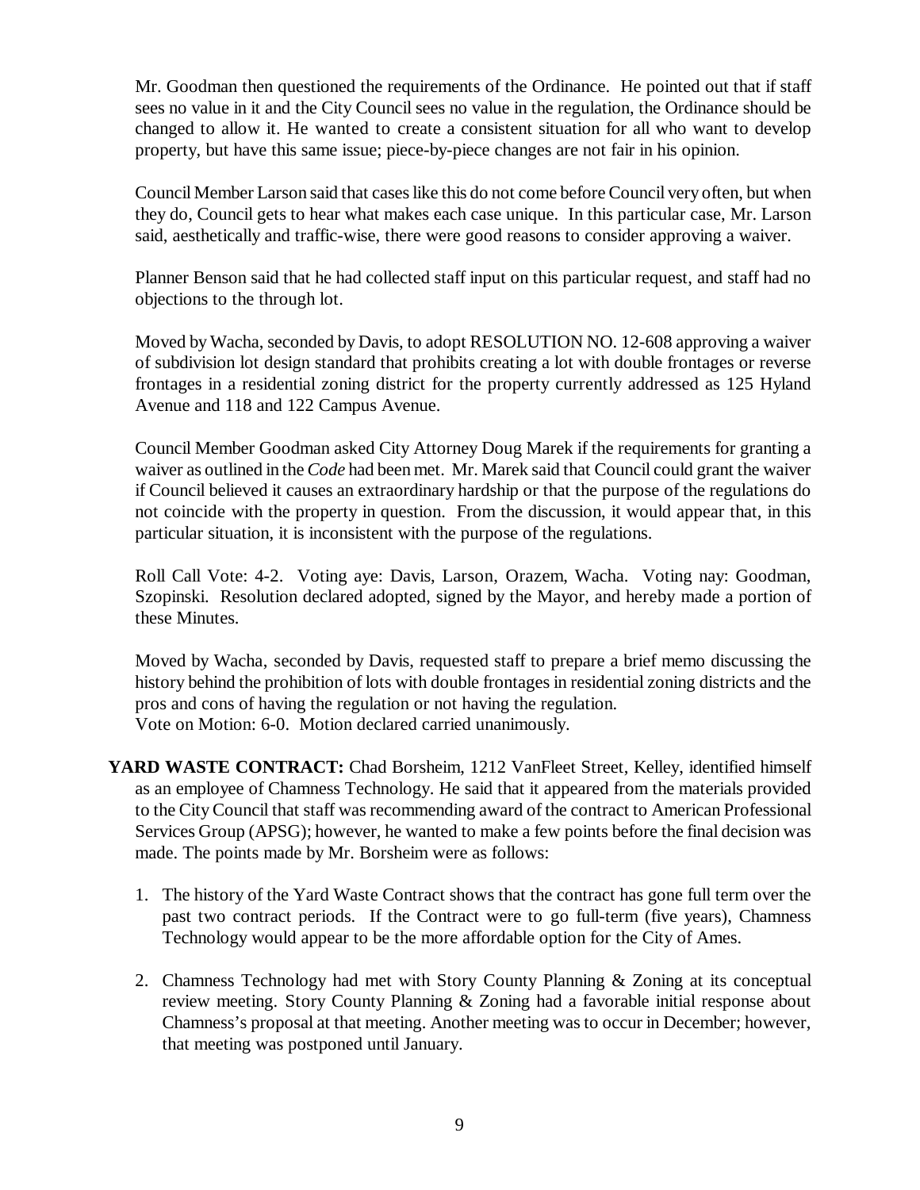Mr. Goodman then questioned the requirements of the Ordinance. He pointed out that if staff sees no value in it and the City Council sees no value in the regulation, the Ordinance should be changed to allow it. He wanted to create a consistent situation for all who want to develop property, but have this same issue; piece-by-piece changes are not fair in his opinion.

Council Member Larson said that cases like this do not come before Council very often, but when they do, Council gets to hear what makes each case unique. In this particular case, Mr. Larson said, aesthetically and traffic-wise, there were good reasons to consider approving a waiver.

Planner Benson said that he had collected staff input on this particular request, and staff had no objections to the through lot.

Moved by Wacha, seconded by Davis, to adopt RESOLUTION NO. 12-608 approving a waiver of subdivision lot design standard that prohibits creating a lot with double frontages or reverse frontages in a residential zoning district for the property currently addressed as 125 Hyland Avenue and 118 and 122 Campus Avenue.

Council Member Goodman asked City Attorney Doug Marek if the requirements for granting a waiver as outlined in the *Code* had been met. Mr. Marek said that Council could grant the waiver if Council believed it causes an extraordinary hardship or that the purpose of the regulations do not coincide with the property in question. From the discussion, it would appear that, in this particular situation, it is inconsistent with the purpose of the regulations.

Roll Call Vote: 4-2. Voting aye: Davis, Larson, Orazem, Wacha. Voting nay: Goodman, Szopinski. Resolution declared adopted, signed by the Mayor, and hereby made a portion of these Minutes.

Moved by Wacha, seconded by Davis, requested staff to prepare a brief memo discussing the history behind the prohibition of lots with double frontages in residential zoning districts and the pros and cons of having the regulation or not having the regulation.
Vote on Motion: 6-0. Motion declared carried unanimously.

**YARD WASTE CONTRACT:** Chad Borsheim, 1212 VanFleet Street, Kelley, identified himself as an employee of Chamness Technology. He said that it appeared from the materials provided to the City Council that staff was recommending award of the contract to American Professional Services Group (APSG); however, he wanted to make a few points before the final decision was made. The points made by Mr. Borsheim were as follows:

1. The history of the Yard Waste Contract shows that the contract has gone full term over the past two contract periods. If the Contract were to go full-term (five years), Chamness Technology would appear to be the more affordable option for the City of Ames.
2. Chamness Technology had met with Story County Planning & Zoning at its conceptual review meeting. Story County Planning & Zoning had a favorable initial response about Chamness's proposal at that meeting. Another meeting was to occur in December; however, that meeting was postponed until January.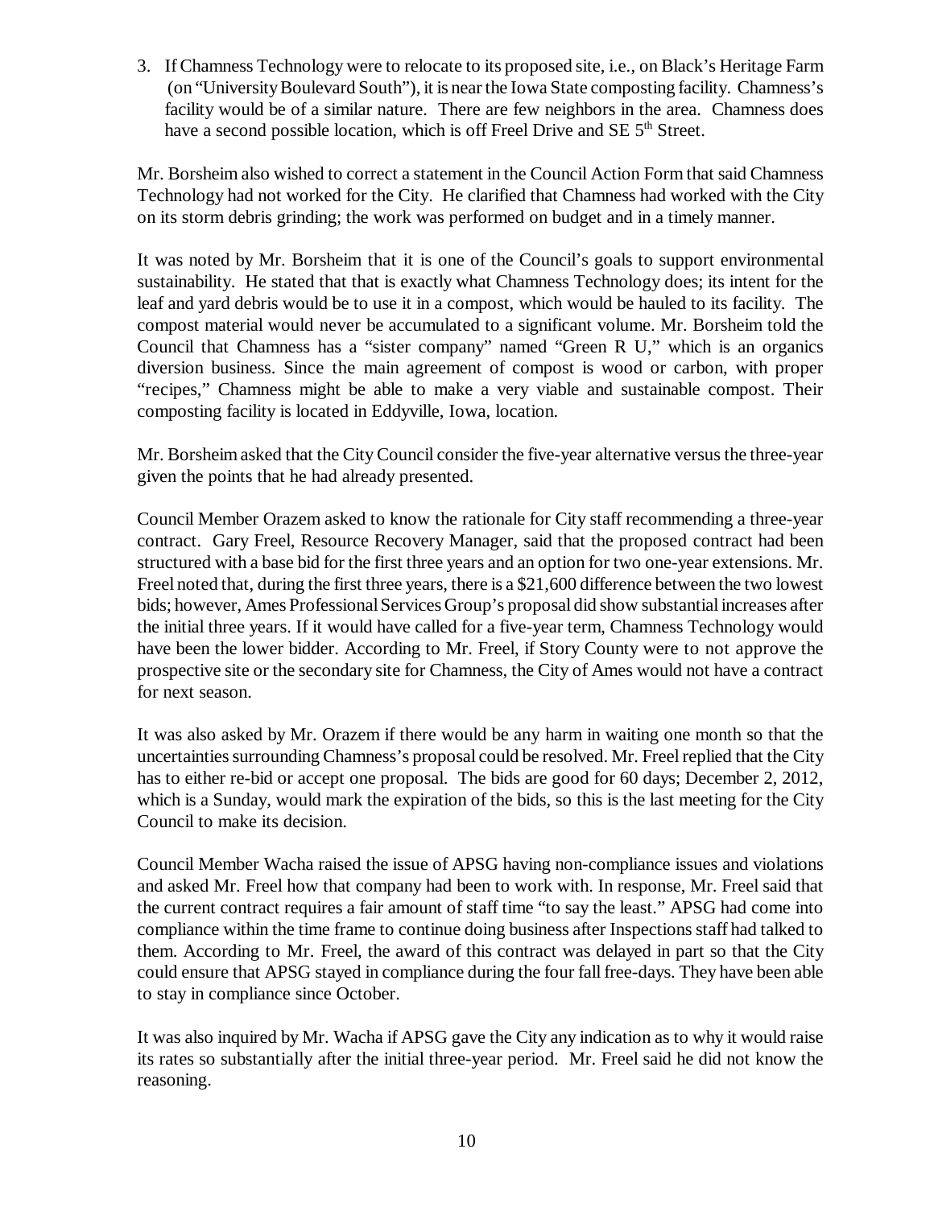3. If Chamness Technology were to relocate to its proposed site, i.e., on Black's Heritage Farm (on "University Boulevard South"), it is near the Iowa State composting facility. Chamness's facility would be of a similar nature. There are few neighbors in the area. Chamness does have a second possible location, which is off Freel Drive and SE 5th Street.

Mr. Borsheim also wished to correct a statement in the Council Action Form that said Chamness Technology had not worked for the City. He clarified that Chamness had worked with the City on its storm debris grinding; the work was performed on budget and in a timely manner.

It was noted by Mr. Borsheim that it is one of the Council's goals to support environmental sustainability. He stated that that is exactly what Chamness Technology does; its intent for the leaf and yard debris would be to use it in a compost, which would be hauled to its facility. The compost material would never be accumulated to a significant volume. Mr. Borsheim told the Council that Chamness has a "sister company" named "Green R U," which is an organics diversion business. Since the main agreement of compost is wood or carbon, with proper "recipes," Chamness might be able to make a very viable and sustainable compost. Their composting facility is located in Eddyville, Iowa, location.

Mr. Borsheim asked that the City Council consider the five-year alternative versus the three-year given the points that he had already presented.

Council Member Orazem asked to know the rationale for City staff recommending a three-year contract. Gary Freel, Resource Recovery Manager, said that the proposed contract had been structured with a base bid for the first three years and an option for two one-year extensions. Mr. Freel noted that, during the first three years, there is a $21,600 difference between the two lowest bids; however, Ames Professional Services Group's proposal did show substantial increases after the initial three years. If it would have called for a five-year term, Chamness Technology would have been the lower bidder. According to Mr. Freel, if Story County were to not approve the prospective site or the secondary site for Chamness, the City of Ames would not have a contract for next season.

It was also asked by Mr. Orazem if there would be any harm in waiting one month so that the uncertainties surrounding Chamness's proposal could be resolved. Mr. Freel replied that the City has to either re-bid or accept one proposal. The bids are good for 60 days; December 2, 2012, which is a Sunday, would mark the expiration of the bids, so this is the last meeting for the City Council to make its decision.

Council Member Wacha raised the issue of APSG having non-compliance issues and violations and asked Mr. Freel how that company had been to work with. In response, Mr. Freel said that the current contract requires a fair amount of staff time "to say the least." APSG had come into compliance within the time frame to continue doing business after Inspections staff had talked to them. According to Mr. Freel, the award of this contract was delayed in part so that the City could ensure that APSG stayed in compliance during the four fall free-days. They have been able to stay in compliance since October.

It was also inquired by Mr. Wacha if APSG gave the City any indication as to why it would raise its rates so substantially after the initial three-year period. Mr. Freel said he did not know the reasoning.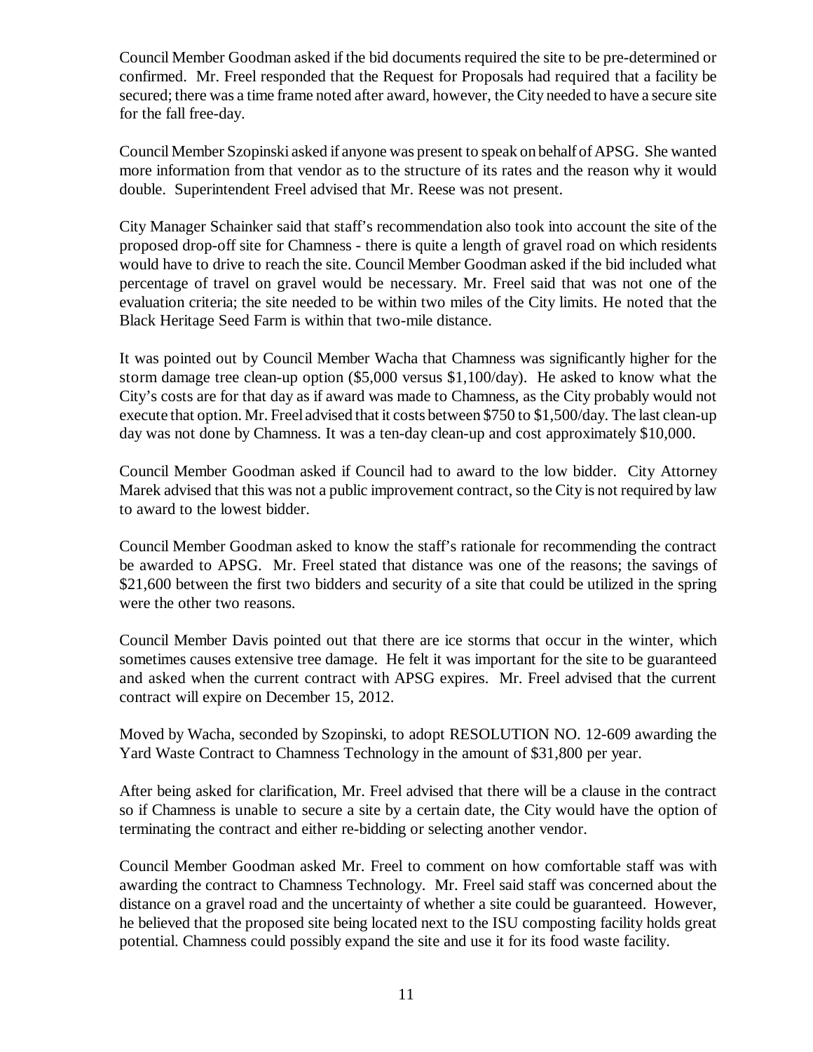Council Member Goodman asked if the bid documents required the site to be pre-determined or confirmed. Mr. Freel responded that the Request for Proposals had required that a facility be secured; there was a time frame noted after award, however, the City needed to have a secure site for the fall free-day.

Council Member Szopinski asked if anyone was present to speak on behalf of APSG. She wanted more information from that vendor as to the structure of its rates and the reason why it would double. Superintendent Freel advised that Mr. Reese was not present.

City Manager Schainker said that staff's recommendation also took into account the site of the proposed drop-off site for Chamness - there is quite a length of gravel road on which residents would have to drive to reach the site. Council Member Goodman asked if the bid included what percentage of travel on gravel would be necessary. Mr. Freel said that was not one of the evaluation criteria; the site needed to be within two miles of the City limits. He noted that the Black Heritage Seed Farm is within that two-mile distance.

It was pointed out by Council Member Wacha that Chamness was significantly higher for the storm damage tree clean-up option ($5,000 versus $1,100/day). He asked to know what the City's costs are for that day as if award was made to Chamness, as the City probably would not execute that option. Mr. Freel advised that it costs between $750 to $1,500/day. The last clean-up day was not done by Chamness. It was a ten-day clean-up and cost approximately $10,000.

Council Member Goodman asked if Council had to award to the low bidder. City Attorney Marek advised that this was not a public improvement contract, so the City is not required by law to award to the lowest bidder.

Council Member Goodman asked to know the staff's rationale for recommending the contract be awarded to APSG. Mr. Freel stated that distance was one of the reasons; the savings of $21,600 between the first two bidders and security of a site that could be utilized in the spring were the other two reasons.

Council Member Davis pointed out that there are ice storms that occur in the winter, which sometimes causes extensive tree damage. He felt it was important for the site to be guaranteed and asked when the current contract with APSG expires. Mr. Freel advised that the current contract will expire on December 15, 2012.

Moved by Wacha, seconded by Szopinski, to adopt RESOLUTION NO. 12-609 awarding the Yard Waste Contract to Chamness Technology in the amount of $31,800 per year.

After being asked for clarification, Mr. Freel advised that there will be a clause in the contract so if Chamness is unable to secure a site by a certain date, the City would have the option of terminating the contract and either re-bidding or selecting another vendor.

Council Member Goodman asked Mr. Freel to comment on how comfortable staff was with awarding the contract to Chamness Technology. Mr. Freel said staff was concerned about the distance on a gravel road and the uncertainty of whether a site could be guaranteed. However, he believed that the proposed site being located next to the ISU composting facility holds great potential. Chamness could possibly expand the site and use it for its food waste facility.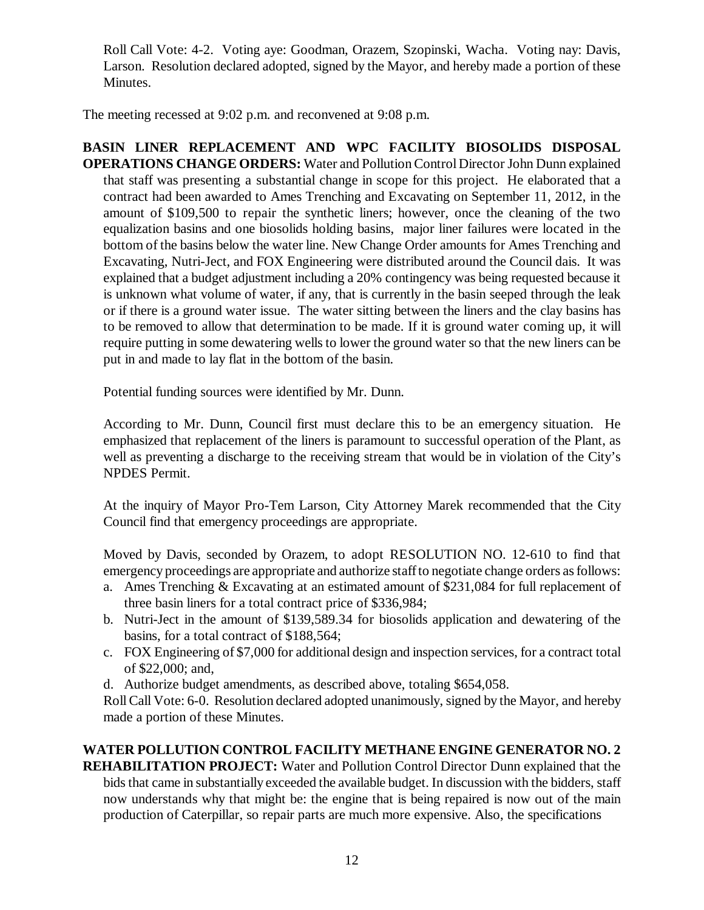Roll Call Vote: 4-2. Voting aye: Goodman, Orazem, Szopinski, Wacha. Voting nay: Davis, Larson. Resolution declared adopted, signed by the Mayor, and hereby made a portion of these Minutes.

The meeting recessed at 9:02 p.m. and reconvened at 9:08 p.m.

**BASIN LINER REPLACEMENT AND WPC FACILITY BIOSOLIDS DISPOSAL OPERATIONS CHANGE ORDERS:** Water and Pollution Control Director John Dunn explained that staff was presenting a substantial change in scope for this project. He elaborated that a contract had been awarded to Ames Trenching and Excavating on September 11, 2012, in the amount of $109,500 to repair the synthetic liners; however, once the cleaning of the two equalization basins and one biosolids holding basins, major liner failures were located in the bottom of the basins below the water line. New Change Order amounts for Ames Trenching and Excavating, Nutri-Ject, and FOX Engineering were distributed around the Council dais. It was explained that a budget adjustment including a 20% contingency was being requested because it is unknown what volume of water, if any, that is currently in the basin seeped through the leak or if there is a ground water issue. The water sitting between the liners and the clay basins has to be removed to allow that determination to be made. If it is ground water coming up, it will require putting in some dewatering wells to lower the ground water so that the new liners can be put in and made to lay flat in the bottom of the basin.

Potential funding sources were identified by Mr. Dunn.

According to Mr. Dunn, Council first must declare this to be an emergency situation. He emphasized that replacement of the liners is paramount to successful operation of the Plant, as well as preventing a discharge to the receiving stream that would be in violation of the City's NPDES Permit.

At the inquiry of Mayor Pro-Tem Larson, City Attorney Marek recommended that the City Council find that emergency proceedings are appropriate.

Moved by Davis, seconded by Orazem, to adopt RESOLUTION NO. 12-610 to find that emergency proceedings are appropriate and authorize staff to negotiate change orders as follows:

a. Ames Trenching & Excavating at an estimated amount of $231,084 for full replacement of three basin liners for a total contract price of $336,984;
b. Nutri-Ject in the amount of $139,589.34 for biosolids application and dewatering of the basins, for a total contract of $188,564;
c. FOX Engineering of $7,000 for additional design and inspection services, for a contract total of $22,000; and,
d. Authorize budget amendments, as described above, totaling $654,058.

Roll Call Vote: 6-0. Resolution declared adopted unanimously, signed by the Mayor, and hereby made a portion of these Minutes.

**WATER POLLUTION CONTROL FACILITY METHANE ENGINE GENERATOR NO. 2 REHABILITATION PROJECT:** Water and Pollution Control Director Dunn explained that the bids that came in substantially exceeded the available budget. In discussion with the bidders, staff now understands why that might be: the engine that is being repaired is now out of the main production of Caterpillar, so repair parts are much more expensive. Also, the specifications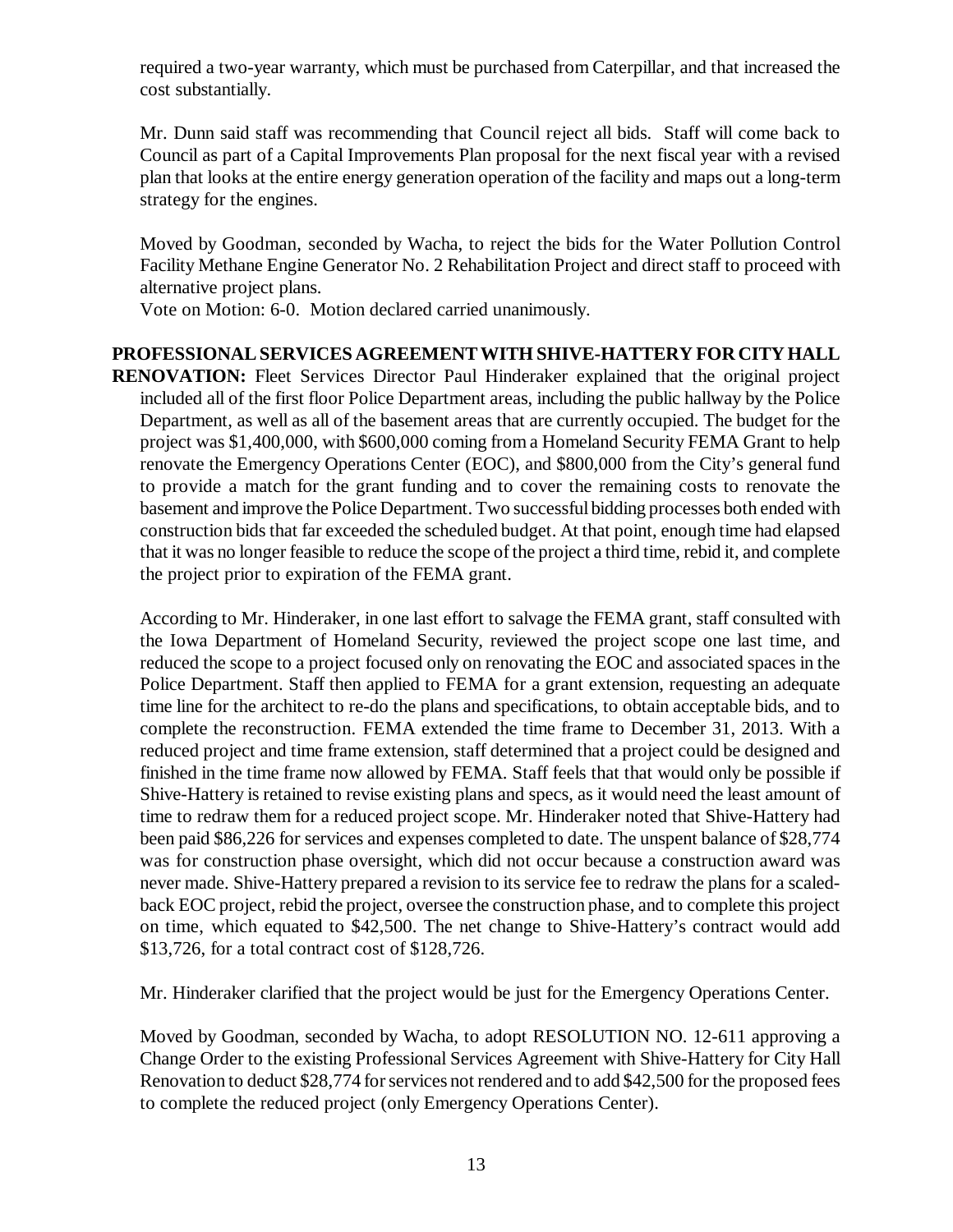required a two-year warranty, which must be purchased from Caterpillar, and that increased the cost substantially.

Mr. Dunn said staff was recommending that Council reject all bids. Staff will come back to Council as part of a Capital Improvements Plan proposal for the next fiscal year with a revised plan that looks at the entire energy generation operation of the facility and maps out a long-term strategy for the engines.

Moved by Goodman, seconded by Wacha, to reject the bids for the Water Pollution Control Facility Methane Engine Generator No. 2 Rehabilitation Project and direct staff to proceed with alternative project plans.
Vote on Motion: 6-0. Motion declared carried unanimously.

**PROFESSIONAL SERVICES AGREEMENT WITH SHIVE-HATTERY FOR CITY HALL RENOVATION:** Fleet Services Director Paul Hinderaker explained that the original project included all of the first floor Police Department areas, including the public hallway by the Police Department, as well as all of the basement areas that are currently occupied. The budget for the project was $1,400,000, with $600,000 coming from a Homeland Security FEMA Grant to help renovate the Emergency Operations Center (EOC), and $800,000 from the City's general fund to provide a match for the grant funding and to cover the remaining costs to renovate the basement and improve the Police Department. Two successful bidding processes both ended with construction bids that far exceeded the scheduled budget. At that point, enough time had elapsed that it was no longer feasible to reduce the scope of the project a third time, rebid it, and complete the project prior to expiration of the FEMA grant.

According to Mr. Hinderaker, in one last effort to salvage the FEMA grant, staff consulted with the Iowa Department of Homeland Security, reviewed the project scope one last time, and reduced the scope to a project focused only on renovating the EOC and associated spaces in the Police Department. Staff then applied to FEMA for a grant extension, requesting an adequate time line for the architect to re-do the plans and specifications, to obtain acceptable bids, and to complete the reconstruction. FEMA extended the time frame to December 31, 2013. With a reduced project and time frame extension, staff determined that a project could be designed and finished in the time frame now allowed by FEMA. Staff feels that that would only be possible if Shive-Hattery is retained to revise existing plans and specs, as it would need the least amount of time to redraw them for a reduced project scope. Mr. Hinderaker noted that Shive-Hattery had been paid $86,226 for services and expenses completed to date. The unspent balance of $28,774 was for construction phase oversight, which did not occur because a construction award was never made. Shive-Hattery prepared a revision to its service fee to redraw the plans for a scaled-back EOC project, rebid the project, oversee the construction phase, and to complete this project on time, which equated to $42,500. The net change to Shive-Hattery's contract would add $13,726, for a total contract cost of $128,726.

Mr. Hinderaker clarified that the project would be just for the Emergency Operations Center.

Moved by Goodman, seconded by Wacha, to adopt RESOLUTION NO. 12-611 approving a Change Order to the existing Professional Services Agreement with Shive-Hattery for City Hall Renovation to deduct $28,774 for services not rendered and to add $42,500 for the proposed fees to complete the reduced project (only Emergency Operations Center).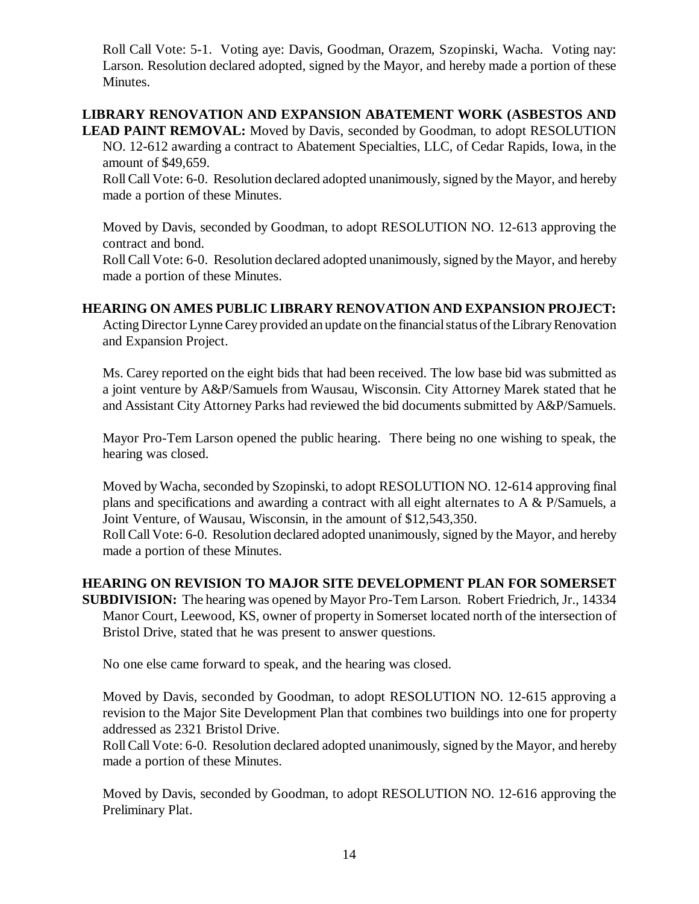Roll Call Vote: 5-1. Voting aye: Davis, Goodman, Orazem, Szopinski, Wacha. Voting nay: Larson. Resolution declared adopted, signed by the Mayor, and hereby made a portion of these Minutes.

**LIBRARY RENOVATION AND EXPANSION ABATEMENT WORK (ASBESTOS AND LEAD PAINT REMOVAL:** Moved by Davis, seconded by Goodman, to adopt RESOLUTION NO. 12-612 awarding a contract to Abatement Specialties, LLC, of Cedar Rapids, Iowa, in the amount of $49,659.

Roll Call Vote: 6-0. Resolution declared adopted unanimously, signed by the Mayor, and hereby made a portion of these Minutes.

Moved by Davis, seconded by Goodman, to adopt RESOLUTION NO. 12-613 approving the contract and bond.

Roll Call Vote: 6-0. Resolution declared adopted unanimously, signed by the Mayor, and hereby made a portion of these Minutes.

**HEARING ON AMES PUBLIC LIBRARY RENOVATION AND EXPANSION PROJECT:** Acting Director Lynne Carey provided an update on the financial status of the Library Renovation and Expansion Project.

Ms. Carey reported on the eight bids that had been received. The low base bid was submitted as a joint venture by A&P/Samuels from Wausau, Wisconsin. City Attorney Marek stated that he and Assistant City Attorney Parks had reviewed the bid documents submitted by A&P/Samuels.

Mayor Pro-Tem Larson opened the public hearing. There being no one wishing to speak, the hearing was closed.

Moved by Wacha, seconded by Szopinski, to adopt RESOLUTION NO. 12-614 approving final plans and specifications and awarding a contract with all eight alternates to A & P/Samuels, a Joint Venture, of Wausau, Wisconsin, in the amount of $12,543,350.

Roll Call Vote: 6-0. Resolution declared adopted unanimously, signed by the Mayor, and hereby made a portion of these Minutes.

**HEARING ON REVISION TO MAJOR SITE DEVELOPMENT PLAN FOR SOMERSET SUBDIVISION:** The hearing was opened by Mayor Pro-Tem Larson. Robert Friedrich, Jr., 14334 Manor Court, Leewood, KS, owner of property in Somerset located north of the intersection of Bristol Drive, stated that he was present to answer questions.

No one else came forward to speak, and the hearing was closed.

Moved by Davis, seconded by Goodman, to adopt RESOLUTION NO. 12-615 approving a revision to the Major Site Development Plan that combines two buildings into one for property addressed as 2321 Bristol Drive.

Roll Call Vote: 6-0. Resolution declared adopted unanimously, signed by the Mayor, and hereby made a portion of these Minutes.

Moved by Davis, seconded by Goodman, to adopt RESOLUTION NO. 12-616 approving the Preliminary Plat.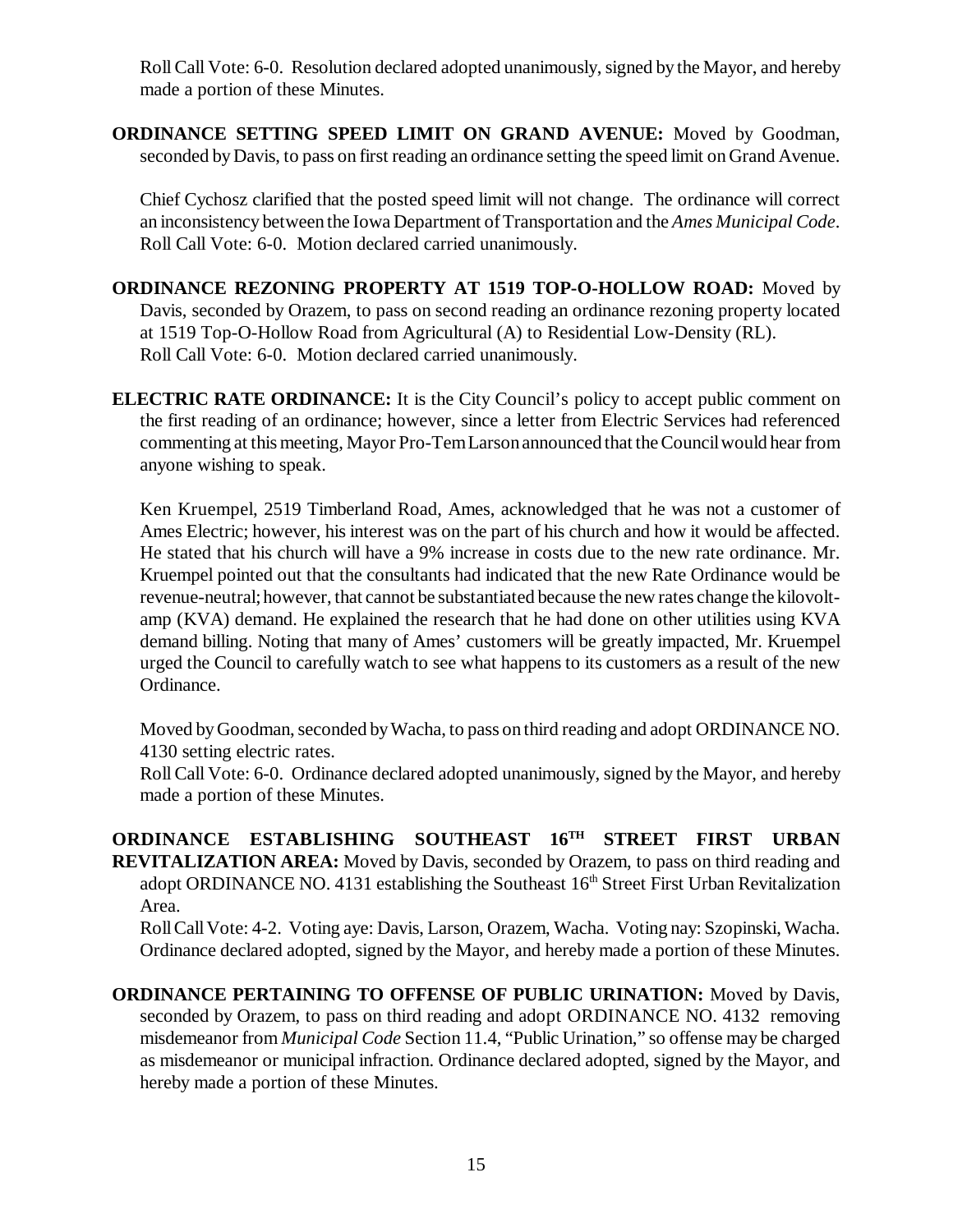Roll Call Vote: 6-0. Resolution declared adopted unanimously, signed by the Mayor, and hereby made a portion of these Minutes.

**ORDINANCE SETTING SPEED LIMIT ON GRAND AVENUE:** Moved by Goodman, seconded by Davis, to pass on first reading an ordinance setting the speed limit on Grand Avenue.

Chief Cychosz clarified that the posted speed limit will not change. The ordinance will correct an inconsistency between the Iowa Department of Transportation and the *Ames Municipal Code*. Roll Call Vote: 6-0. Motion declared carried unanimously.

**ORDINANCE REZONING PROPERTY AT 1519 TOP-O-HOLLOW ROAD:** Moved by Davis, seconded by Orazem, to pass on second reading an ordinance rezoning property located at 1519 Top-O-Hollow Road from Agricultural (A) to Residential Low-Density (RL). Roll Call Vote: 6-0. Motion declared carried unanimously.

**ELECTRIC RATE ORDINANCE:** It is the City Council's policy to accept public comment on the first reading of an ordinance; however, since a letter from Electric Services had referenced commenting at this meeting, Mayor Pro-Tem Larson announced that the Council would hear from anyone wishing to speak.

Ken Kruempel, 2519 Timberland Road, Ames, acknowledged that he was not a customer of Ames Electric; however, his interest was on the part of his church and how it would be affected. He stated that his church will have a 9% increase in costs due to the new rate ordinance. Mr. Kruempel pointed out that the consultants had indicated that the new Rate Ordinance would be revenue-neutral; however, that cannot be substantiated because the new rates change the kilovolt-amp (KVA) demand. He explained the research that he had done on other utilities using KVA demand billing. Noting that many of Ames' customers will be greatly impacted, Mr. Kruempel urged the Council to carefully watch to see what happens to its customers as a result of the new Ordinance.

Moved by Goodman, seconded by Wacha, to pass on third reading and adopt ORDINANCE NO. 4130 setting electric rates.
Roll Call Vote: 6-0. Ordinance declared adopted unanimously, signed by the Mayor, and hereby made a portion of these Minutes.

**ORDINANCE ESTABLISHING SOUTHEAST 16TH STREET FIRST URBAN REVITALIZATION AREA:** Moved by Davis, seconded by Orazem, to pass on third reading and adopt ORDINANCE NO. 4131 establishing the Southeast 16th Street First Urban Revitalization Area.
Roll Call Vote: 4-2. Voting aye: Davis, Larson, Orazem, Wacha. Voting nay: Szopinski, Wacha. Ordinance declared adopted, signed by the Mayor, and hereby made a portion of these Minutes.

**ORDINANCE PERTAINING TO OFFENSE OF PUBLIC URINATION:** Moved by Davis, seconded by Orazem, to pass on third reading and adopt ORDINANCE NO. 4132 removing misdemeanor from *Municipal Code* Section 11.4, "Public Urination," so offense may be charged as misdemeanor or municipal infraction. Ordinance declared adopted, signed by the Mayor, and hereby made a portion of these Minutes.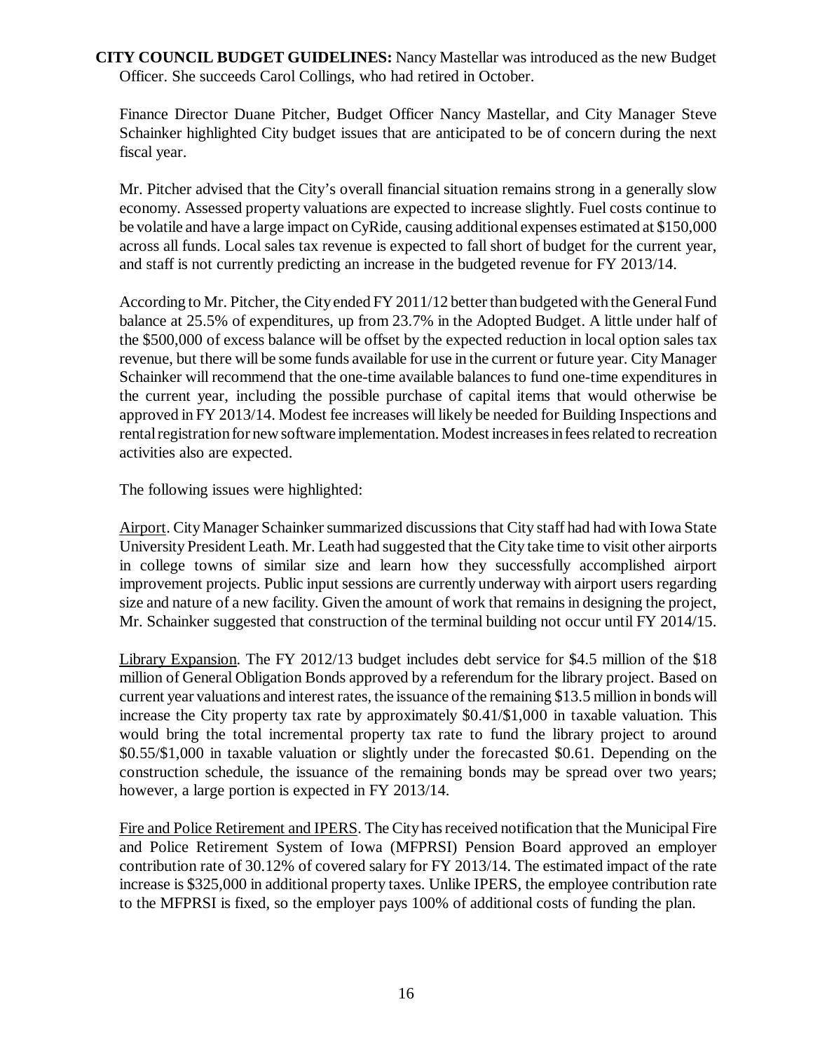**CITY COUNCIL BUDGET GUIDELINES:** Nancy Mastellar was introduced as the new Budget Officer. She succeeds Carol Collings, who had retired in October.

Finance Director Duane Pitcher, Budget Officer Nancy Mastellar, and City Manager Steve Schainker highlighted City budget issues that are anticipated to be of concern during the next fiscal year.

Mr. Pitcher advised that the City's overall financial situation remains strong in a generally slow economy. Assessed property valuations are expected to increase slightly. Fuel costs continue to be volatile and have a large impact on CyRide, causing additional expenses estimated at $150,000 across all funds. Local sales tax revenue is expected to fall short of budget for the current year, and staff is not currently predicting an increase in the budgeted revenue for FY 2013/14.

According to Mr. Pitcher, the City ended FY 2011/12 better than budgeted with the General Fund balance at 25.5% of expenditures, up from 23.7% in the Adopted Budget. A little under half of the $500,000 of excess balance will be offset by the expected reduction in local option sales tax revenue, but there will be some funds available for use in the current or future year. City Manager Schainker will recommend that the one-time available balances to fund one-time expenditures in the current year, including the possible purchase of capital items that would otherwise be approved in FY 2013/14. Modest fee increases will likely be needed for Building Inspections and rental registration for new software implementation. Modest increases in fees related to recreation activities also are expected.

The following issues were highlighted:

<u>Airport</u>. City Manager Schainker summarized discussions that City staff had had with Iowa State University President Leath. Mr. Leath had suggested that the City take time to visit other airports in college towns of similar size and learn how they successfully accomplished airport improvement projects. Public input sessions are currently underway with airport users regarding size and nature of a new facility. Given the amount of work that remains in designing the project, Mr. Schainker suggested that construction of the terminal building not occur until FY 2014/15.

<u>Library Expansion</u>. The FY 2012/13 budget includes debt service for $4.5 million of the $18 million of General Obligation Bonds approved by a referendum for the library project. Based on current year valuations and interest rates, the issuance of the remaining $13.5 million in bonds will increase the City property tax rate by approximately $0.41/$1,000 in taxable valuation. This would bring the total incremental property tax rate to fund the library project to around $0.55/$1,000 in taxable valuation or slightly under the forecasted $0.61. Depending on the construction schedule, the issuance of the remaining bonds may be spread over two years; however, a large portion is expected in FY 2013/14.

<u>Fire and Police Retirement and IPERS</u>. The City has received notification that the Municipal Fire and Police Retirement System of Iowa (MFPRSI) Pension Board approved an employer contribution rate of 30.12% of covered salary for FY 2013/14. The estimated impact of the rate increase is $325,000 in additional property taxes. Unlike IPERS, the employee contribution rate to the MFPRSI is fixed, so the employer pays 100% of additional costs of funding the plan.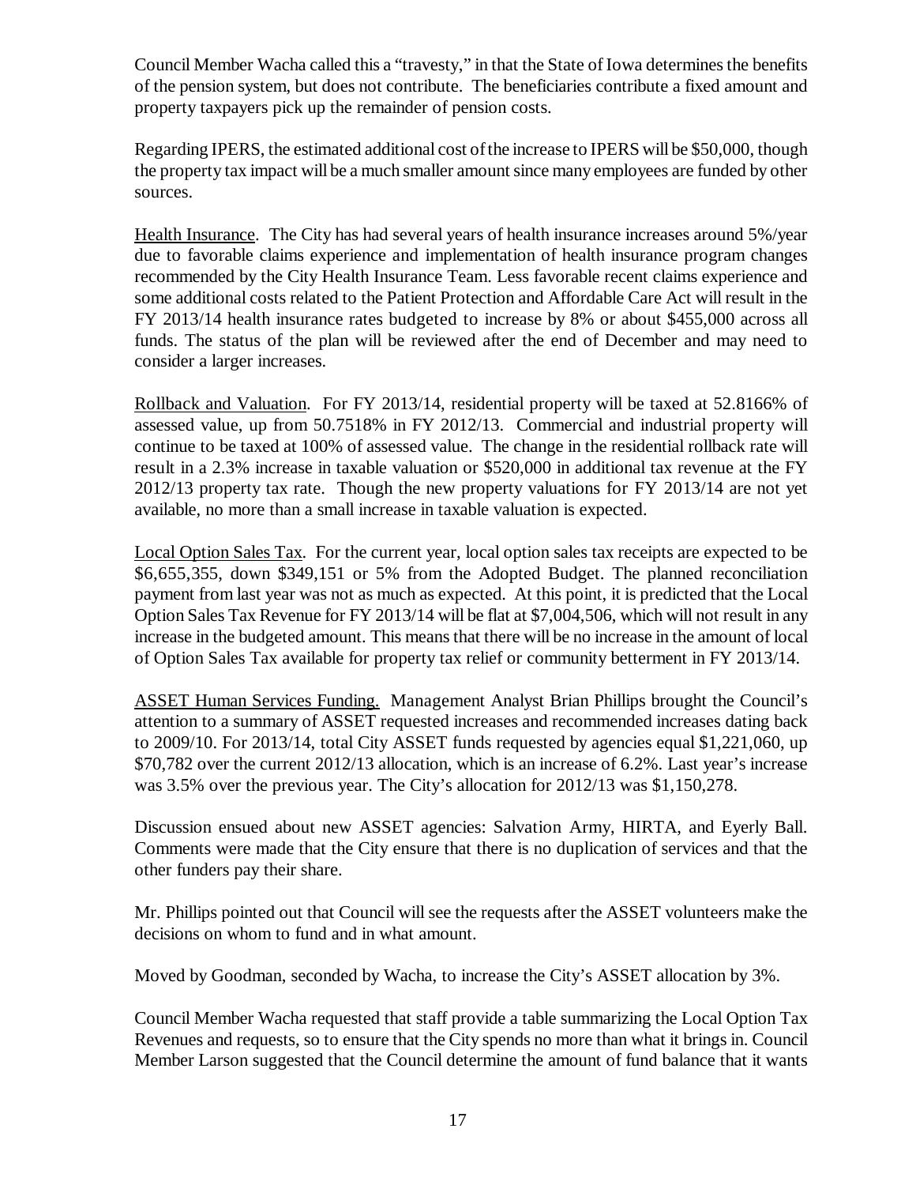Council Member Wacha called this a "travesty," in that the State of Iowa determines the benefits of the pension system, but does not contribute. The beneficiaries contribute a fixed amount and property taxpayers pick up the remainder of pension costs.

Regarding IPERS, the estimated additional cost of the increase to IPERS will be $50,000, though the property tax impact will be a much smaller amount since many employees are funded by other sources.

Health Insurance. The City has had several years of health insurance increases around 5%/year due to favorable claims experience and implementation of health insurance program changes recommended by the City Health Insurance Team. Less favorable recent claims experience and some additional costs related to the Patient Protection and Affordable Care Act will result in the FY 2013/14 health insurance rates budgeted to increase by 8% or about $455,000 across all funds. The status of the plan will be reviewed after the end of December and may need to consider a larger increases.

Rollback and Valuation. For FY 2013/14, residential property will be taxed at 52.8166% of assessed value, up from 50.7518% in FY 2012/13. Commercial and industrial property will continue to be taxed at 100% of assessed value. The change in the residential rollback rate will result in a 2.3% increase in taxable valuation or $520,000 in additional tax revenue at the FY 2012/13 property tax rate. Though the new property valuations for FY 2013/14 are not yet available, no more than a small increase in taxable valuation is expected.

Local Option Sales Tax. For the current year, local option sales tax receipts are expected to be $6,655,355, down $349,151 or 5% from the Adopted Budget. The planned reconciliation payment from last year was not as much as expected. At this point, it is predicted that the Local Option Sales Tax Revenue for FY 2013/14 will be flat at $7,004,506, which will not result in any increase in the budgeted amount. This means that there will be no increase in the amount of local of Option Sales Tax available for property tax relief or community betterment in FY 2013/14.

ASSET Human Services Funding. Management Analyst Brian Phillips brought the Council's attention to a summary of ASSET requested increases and recommended increases dating back to 2009/10. For 2013/14, total City ASSET funds requested by agencies equal $1,221,060, up $70,782 over the current 2012/13 allocation, which is an increase of 6.2%. Last year's increase was 3.5% over the previous year. The City's allocation for 2012/13 was $1,150,278.

Discussion ensued about new ASSET agencies: Salvation Army, HIRTA, and Eyerly Ball. Comments were made that the City ensure that there is no duplication of services and that the other funders pay their share.

Mr. Phillips pointed out that Council will see the requests after the ASSET volunteers make the decisions on whom to fund and in what amount.

Moved by Goodman, seconded by Wacha, to increase the City's ASSET allocation by 3%.

Council Member Wacha requested that staff provide a table summarizing the Local Option Tax Revenues and requests, so to ensure that the City spends no more than what it brings in. Council Member Larson suggested that the Council determine the amount of fund balance that it wants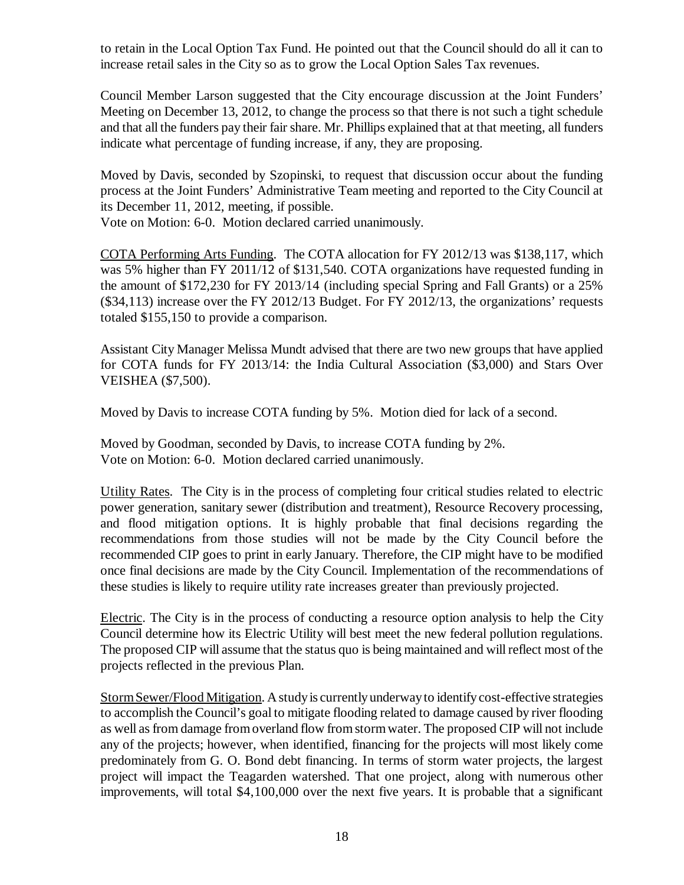to retain in the Local Option Tax Fund. He pointed out that the Council should do all it can to increase retail sales in the City so as to grow the Local Option Sales Tax revenues.

Council Member Larson suggested that the City encourage discussion at the Joint Funders' Meeting on December 13, 2012, to change the process so that there is not such a tight schedule and that all the funders pay their fair share. Mr. Phillips explained that at that meeting, all funders indicate what percentage of funding increase, if any, they are proposing.

Moved by Davis, seconded by Szopinski, to request that discussion occur about the funding process at the Joint Funders' Administrative Team meeting and reported to the City Council at its December 11, 2012, meeting, if possible.
Vote on Motion: 6-0. Motion declared carried unanimously.

COTA Performing Arts Funding. The COTA allocation for FY 2012/13 was $138,117, which was 5% higher than FY 2011/12 of $131,540. COTA organizations have requested funding in the amount of $172,230 for FY 2013/14 (including special Spring and Fall Grants) or a 25% ($34,113) increase over the FY 2012/13 Budget. For FY 2012/13, the organizations' requests totaled $155,150 to provide a comparison.

Assistant City Manager Melissa Mundt advised that there are two new groups that have applied for COTA funds for FY 2013/14: the India Cultural Association ($3,000) and Stars Over VEISHEA ($7,500).

Moved by Davis to increase COTA funding by 5%. Motion died for lack of a second.

Moved by Goodman, seconded by Davis, to increase COTA funding by 2%.
Vote on Motion: 6-0. Motion declared carried unanimously.

Utility Rates. The City is in the process of completing four critical studies related to electric power generation, sanitary sewer (distribution and treatment), Resource Recovery processing, and flood mitigation options. It is highly probable that final decisions regarding the recommendations from those studies will not be made by the City Council before the recommended CIP goes to print in early January. Therefore, the CIP might have to be modified once final decisions are made by the City Council. Implementation of the recommendations of these studies is likely to require utility rate increases greater than previously projected.

Electric. The City is in the process of conducting a resource option analysis to help the City Council determine how its Electric Utility will best meet the new federal pollution regulations. The proposed CIP will assume that the status quo is being maintained and will reflect most of the projects reflected in the previous Plan.

Storm Sewer/Flood Mitigation. A study is currently underway to identify cost-effective strategies to accomplish the Council's goal to mitigate flooding related to damage caused by river flooding as well as from damage from overland flow from storm water. The proposed CIP will not include any of the projects; however, when identified, financing for the projects will most likely come predominately from G. O. Bond debt financing. In terms of storm water projects, the largest project will impact the Teagarden watershed. That one project, along with numerous other improvements, will total $4,100,000 over the next five years. It is probable that a significant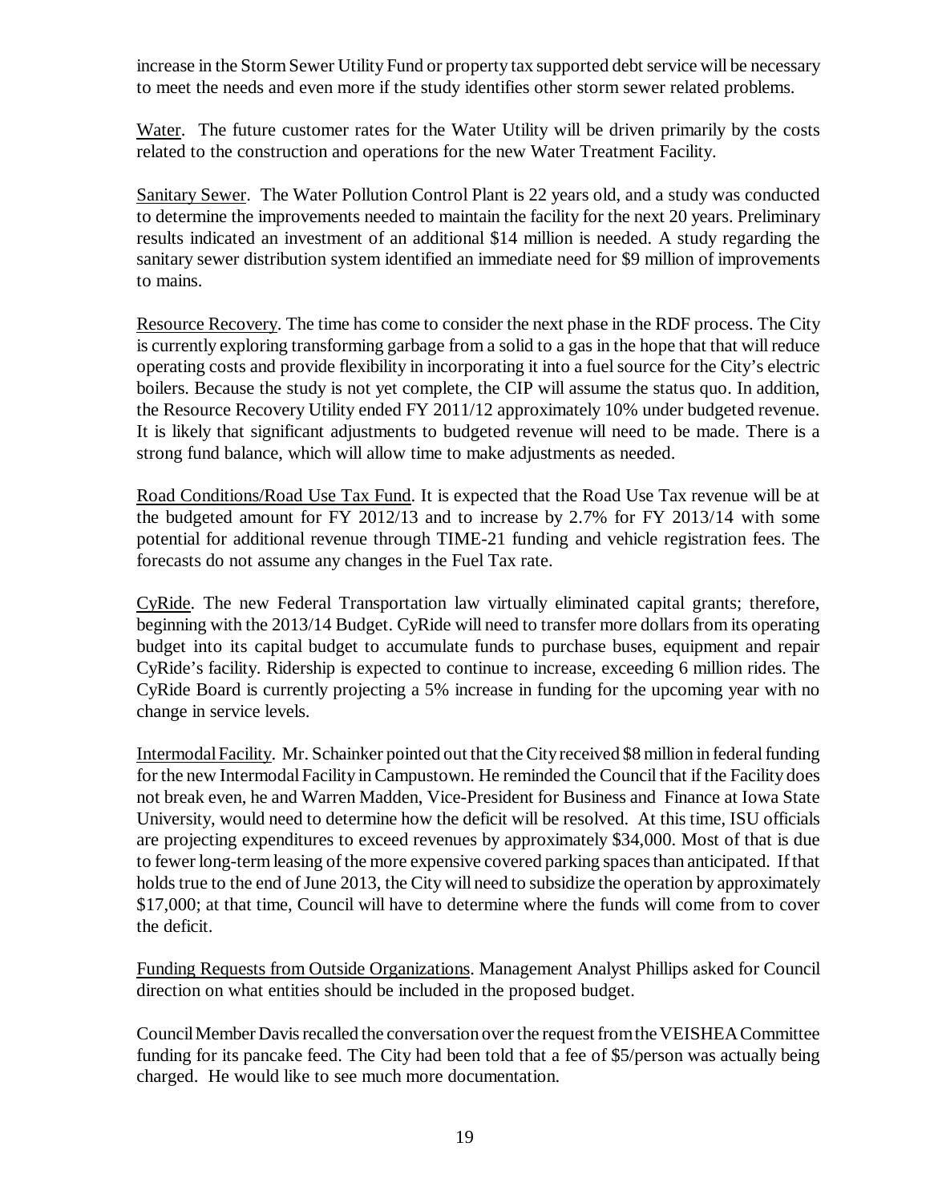increase in the Storm Sewer Utility Fund or property tax supported debt service will be necessary to meet the needs and even more if the study identifies other storm sewer related problems.

Water. The future customer rates for the Water Utility will be driven primarily by the costs related to the construction and operations for the new Water Treatment Facility.

Sanitary Sewer. The Water Pollution Control Plant is 22 years old, and a study was conducted to determine the improvements needed to maintain the facility for the next 20 years. Preliminary results indicated an investment of an additional $14 million is needed. A study regarding the sanitary sewer distribution system identified an immediate need for $9 million of improvements to mains.

Resource Recovery. The time has come to consider the next phase in the RDF process. The City is currently exploring transforming garbage from a solid to a gas in the hope that that will reduce operating costs and provide flexibility in incorporating it into a fuel source for the City's electric boilers. Because the study is not yet complete, the CIP will assume the status quo. In addition, the Resource Recovery Utility ended FY 2011/12 approximately 10% under budgeted revenue. It is likely that significant adjustments to budgeted revenue will need to be made. There is a strong fund balance, which will allow time to make adjustments as needed.

Road Conditions/Road Use Tax Fund. It is expected that the Road Use Tax revenue will be at the budgeted amount for FY 2012/13 and to increase by 2.7% for FY 2013/14 with some potential for additional revenue through TIME-21 funding and vehicle registration fees. The forecasts do not assume any changes in the Fuel Tax rate.

CyRide. The new Federal Transportation law virtually eliminated capital grants; therefore, beginning with the 2013/14 Budget. CyRide will need to transfer more dollars from its operating budget into its capital budget to accumulate funds to purchase buses, equipment and repair CyRide's facility. Ridership is expected to continue to increase, exceeding 6 million rides. The CyRide Board is currently projecting a 5% increase in funding for the upcoming year with no change in service levels.

Intermodal Facility. Mr. Schainker pointed out that the City received $8 million in federal funding for the new Intermodal Facility in Campustown. He reminded the Council that if the Facility does not break even, he and Warren Madden, Vice-President for Business and Finance at Iowa State University, would need to determine how the deficit will be resolved. At this time, ISU officials are projecting expenditures to exceed revenues by approximately $34,000. Most of that is due to fewer long-term leasing of the more expensive covered parking spaces than anticipated. If that holds true to the end of June 2013, the City will need to subsidize the operation by approximately $17,000; at that time, Council will have to determine where the funds will come from to cover the deficit.

Funding Requests from Outside Organizations. Management Analyst Phillips asked for Council direction on what entities should be included in the proposed budget.

Council Member Davis recalled the conversation over the request from the VEISHEA Committee funding for its pancake feed. The City had been told that a fee of $5/person was actually being charged. He would like to see much more documentation.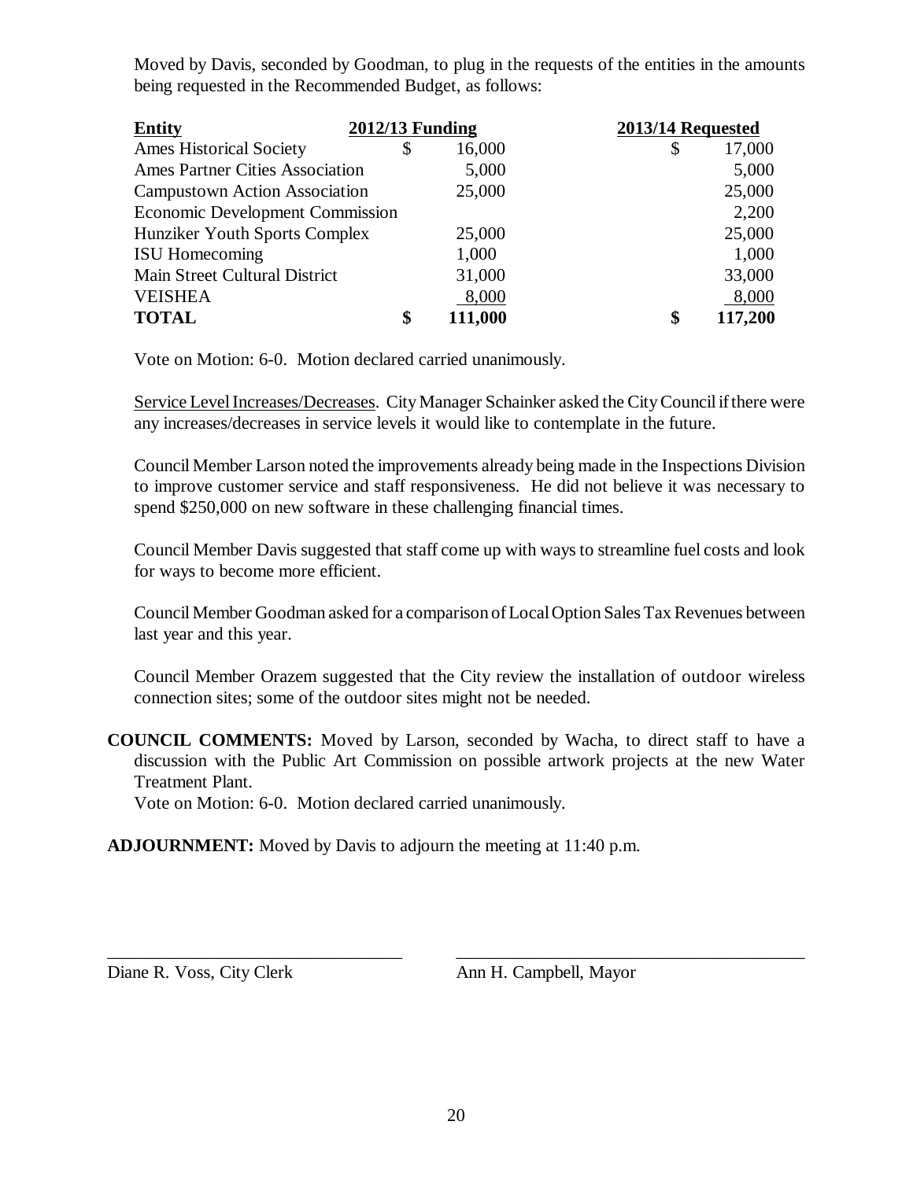Moved by Davis, seconded by Goodman, to plug in the requests of the entities in the amounts being requested in the Recommended Budget, as follows:

| Entity | 2012/13 Funding | 2013/14 Requested |
|---|---|---|
| Ames Historical Society | $ 16,000 | $ 17,000 |
| Ames Partner Cities Association | 5,000 | 5,000 |
| Campustown Action Association | 25,000 | 25,000 |
| Economic Development Commission | | 2,200 |
| Hunziker Youth Sports Complex | 25,000 | 25,000 |
| ISU Homecoming | 1,000 | 1,000 |
| Main Street Cultural District | 31,000 | 33,000 |
| VEISHEA | 8,000 | 8,000 |
| **TOTAL** | **$ 111,000** | **$ 117,200** |

Vote on Motion: 6-0. Motion declared carried unanimously.

Service Level Increases/Decreases. City Manager Schainker asked the City Council if there were any increases/decreases in service levels it would like to contemplate in the future.

Council Member Larson noted the improvements already being made in the Inspections Division to improve customer service and staff responsiveness. He did not believe it was necessary to spend $250,000 on new software in these challenging financial times.

Council Member Davis suggested that staff come up with ways to streamline fuel costs and look for ways to become more efficient.

Council Member Goodman asked for a comparison of Local Option Sales Tax Revenues between last year and this year.

Council Member Orazem suggested that the City review the installation of outdoor wireless connection sites; some of the outdoor sites might not be needed.

**COUNCIL COMMENTS:** Moved by Larson, seconded by Wacha, to direct staff to have a discussion with the Public Art Commission on possible artwork projects at the new Water Treatment Plant.

Vote on Motion: 6-0. Motion declared carried unanimously.

**ADJOURNMENT:** Moved by Davis to adjourn the meeting at 11:40 p.m.

\_\_\_\_\_\_\_\_\_\_\_\_\_\_\_\_\_\_\_\_\_\_\_\_\_\_\_\_\_\_\_\_\_\_\_ \_\_\_\_\_\_\_\_\_\_\_\_\_\_\_\_\_\_\_\_\_\_\_\_\_\_\_\_\_\_\_\_\_\_\_\_\_\_\_\_\_\_

Diane R. Voss, City Clerk Ann H. Campbell, Mayor